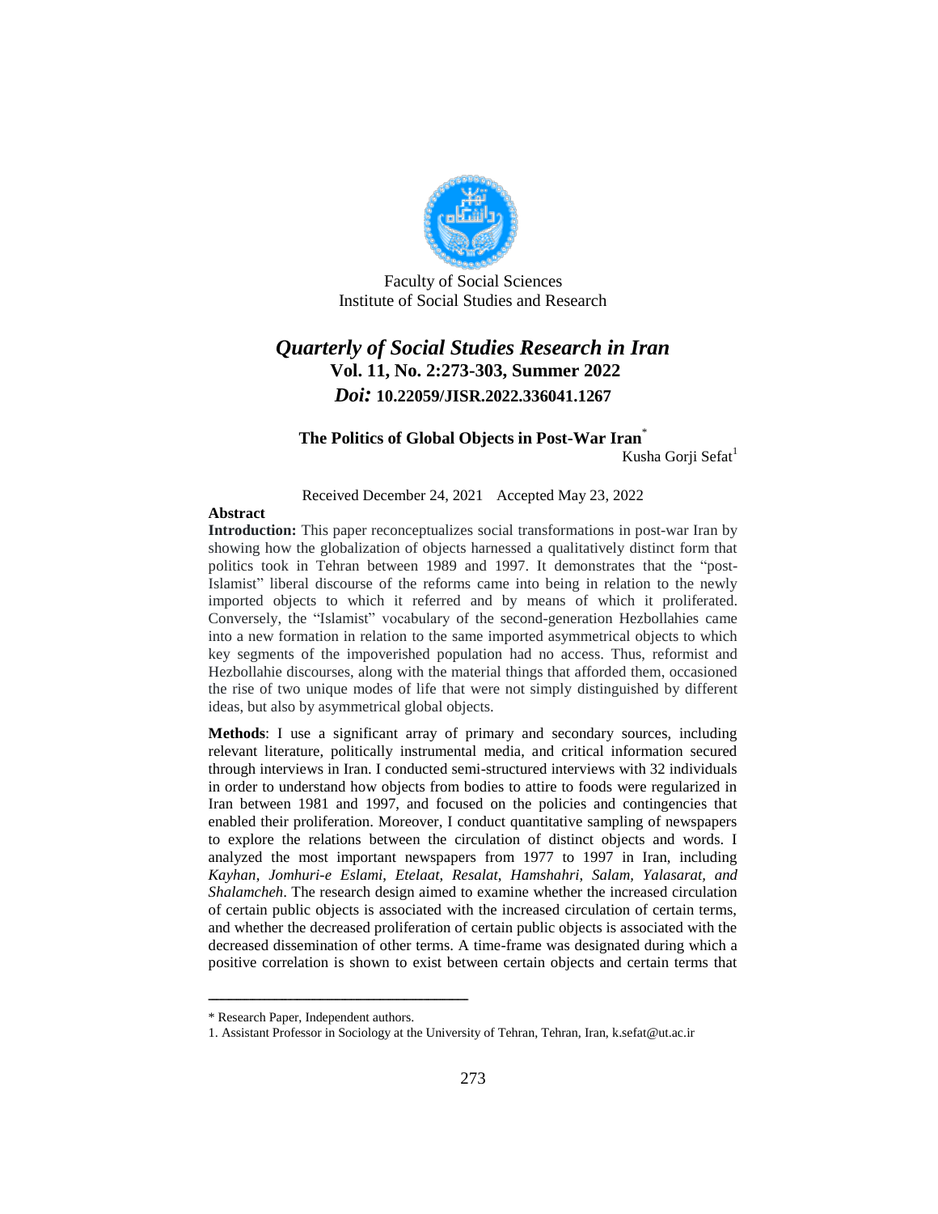Faculty of Social Sciences
Institute of Social Studies and Research

# *Quarterly of Social Studies Research in Iran*

**Vol. 11, No. 2:273-303, Summer 2022**

***Doi:* 10.22059/JISR.2022.336041.1267**

## The Politics of Global Objects in Post-War Iran*

Kusha Gorji Sefat[1]

Received December 24, 2021 Accepted May 23, 2022

### Abstract

**Introduction:** This paper reconceptualizes social transformations in post-war Iran by showing how the globalization of objects harnessed a qualitatively distinct form that politics took in Tehran between 1989 and 1997. It demonstrates that the "post-Islamist" liberal discourse of the reforms came into being in relation to the newly imported objects to which it referred and by means of which it proliferated. Conversely, the "Islamist" vocabulary of the second-generation Hezbollahies came into a new formation in relation to the same imported asymmetrical objects to which key segments of the impoverished population had no access. Thus, reformist and Hezbollahie discourses, along with the material things that afforded them, occasioned the rise of two unique modes of life that were not simply distinguished by different ideas, but also by asymmetrical global objects.

**Methods**: I use a significant array of primary and secondary sources, including relevant literature, politically instrumental media, and critical information secured through interviews in Iran. I conducted semi-structured interviews with 32 individuals in order to understand how objects from bodies to attire to foods were regularized in Iran between 1981 and 1997, and focused on the policies and contingencies that enabled their proliferation. Moreover, I conduct quantitative sampling of newspapers to explore the relations between the circulation of distinct objects and words. I analyzed the most important newspapers from 1977 to 1997 in Iran, including *Kayhan*, *Jomhuri-e Eslami*, *Etelaat*, *Resalat*, *Hamshahri*, *Salam, Yalasarat, and Shalamcheh*. The research design aimed to examine whether the increased circulation of certain public objects is associated with the increased circulation of certain terms, and whether the decreased proliferation of certain public objects is associated with the decreased dissemination of other terms. A time-frame was designated during which a positive correlation is shown to exist between certain objects and certain terms that

---

\* Research Paper, Independent authors.

1. Assistant Professor in Sociology at the University of Tehran, Tehran, Iran, k.sefat@ut.ac.ir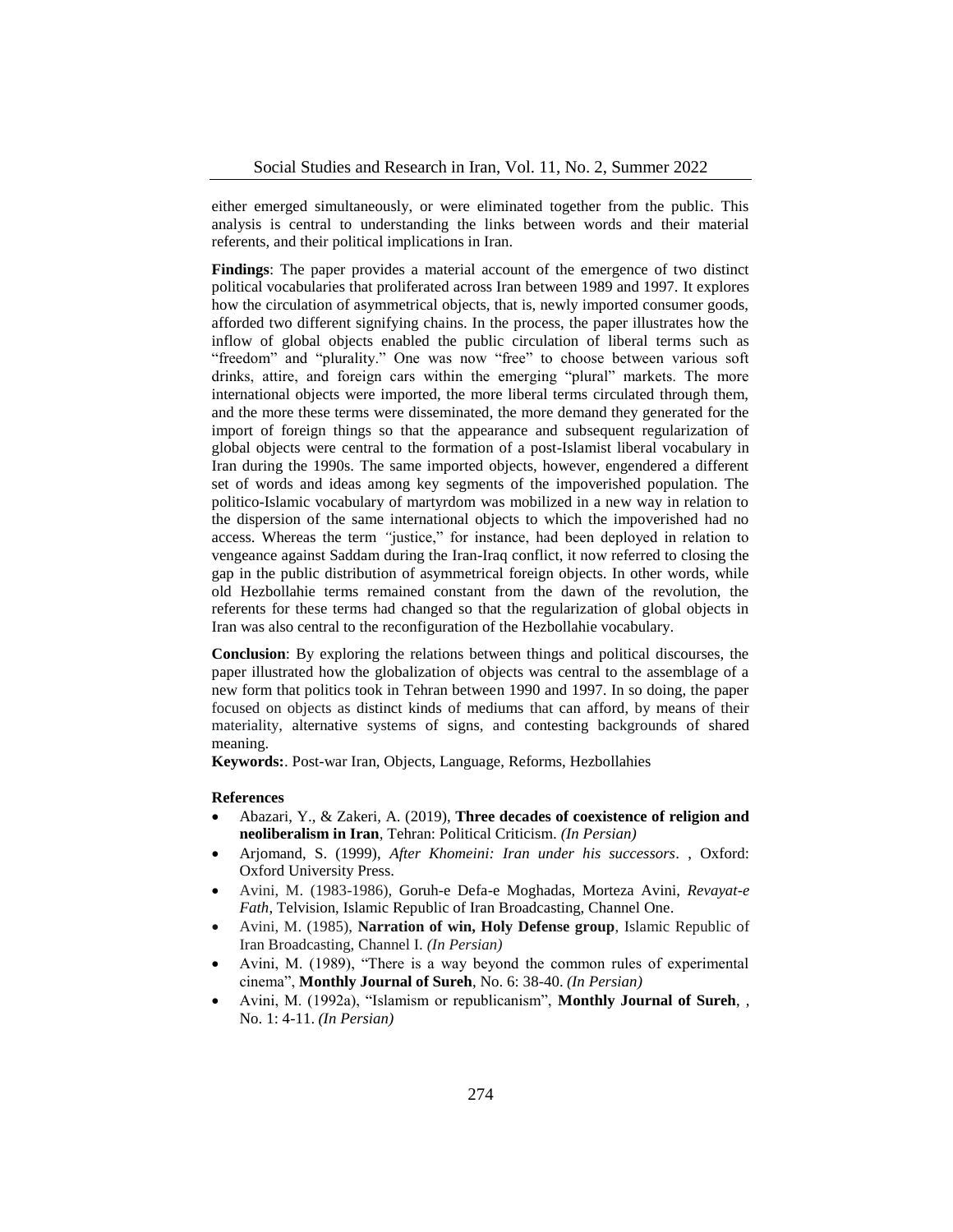either emerged simultaneously, or were eliminated together from the public. This analysis is central to understanding the links between words and their material referents, and their political implications in Iran.

**Findings**: The paper provides a material account of the emergence of two distinct political vocabularies that proliferated across Iran between 1989 and 1997. It explores how the circulation of asymmetrical objects, that is, newly imported consumer goods, afforded two different signifying chains. In the process, the paper illustrates how the inflow of global objects enabled the public circulation of liberal terms such as "freedom" and "plurality." One was now "free" to choose between various soft drinks, attire, and foreign cars within the emerging "plural" markets. The more international objects were imported, the more liberal terms circulated through them, and the more these terms were disseminated, the more demand they generated for the import of foreign things so that the appearance and subsequent regularization of global objects were central to the formation of a post-Islamist liberal vocabulary in Iran during the 1990s. The same imported objects, however, engendered a different set of words and ideas among key segments of the impoverished population. The politico-Islamic vocabulary of martyrdom was mobilized in a new way in relation to the dispersion of the same international objects to which the impoverished had no access. Whereas the term "justice," for instance, had been deployed in relation to vengeance against Saddam during the Iran-Iraq conflict, it now referred to closing the gap in the public distribution of asymmetrical foreign objects. In other words, while old Hezbollahie terms remained constant from the dawn of the revolution, the referents for these terms had changed so that the regularization of global objects in Iran was also central to the reconfiguration of the Hezbollahie vocabulary.

**Conclusion**: By exploring the relations between things and political discourses, the paper illustrated how the globalization of objects was central to the assemblage of a new form that politics took in Tehran between 1990 and 1997. In so doing, the paper focused on objects as distinct kinds of mediums that can afford, by means of their materiality, alternative systems of signs, and contesting backgrounds of shared meaning.

**Keywords:**. Post-war Iran, Objects, Language, Reforms, Hezbollahies

**References**

- Abazari, Y., & Zakeri, A. (2019), **Three decades of coexistence of religion and neoliberalism in Iran**, Tehran: Political Criticism. *(In Persian)*
- Arjomand, S. (1999), *After Khomeini: Iran under his successors*. , Oxford: Oxford University Press.
- Avini, M. (1983-1986), Goruh-e Defa-e Moghadas, Morteza Avini, *Revayat-e Fath*, Telvision, Islamic Republic of Iran Broadcasting, Channel One.
- Avini, M. (1985), **Narration of win, Holy Defense group**, Islamic Republic of Iran Broadcasting, Channel I. *(In Persian)*
- Avini, M. (1989), "There is a way beyond the common rules of experimental cinema", **Monthly Journal of Sureh**, No. 6: 38-40. *(In Persian)*
- Avini, M. (1992a), "Islamism or republicanism", **Monthly Journal of Sureh**, , No. 1: 4-11. *(In Persian)*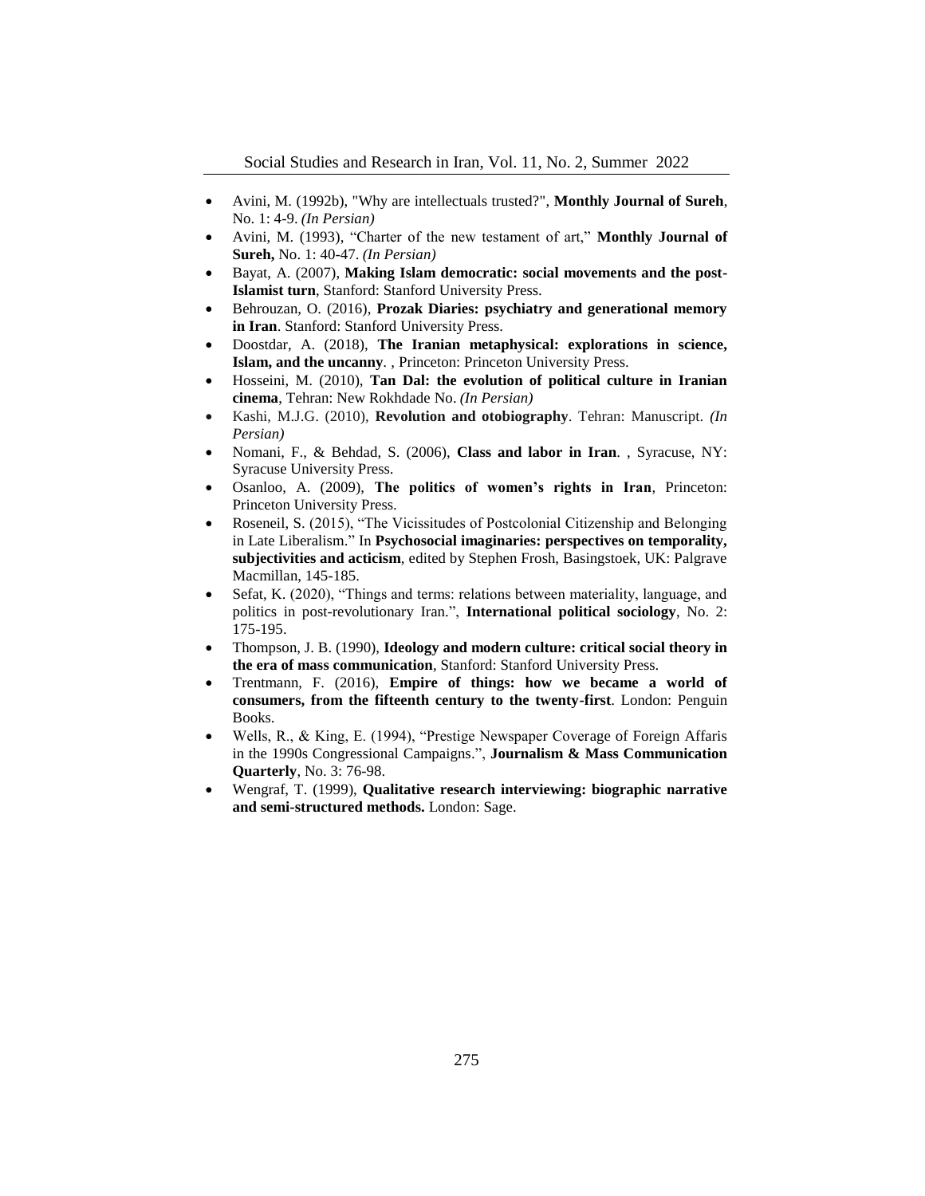- Avini, M. (1992b), "Why are intellectuals trusted?", **Monthly Journal of Sureh**, No. 1: 4-9. *(In Persian)*
- Avini, M. (1993), "Charter of the new testament of art," **Monthly Journal of Sureh,** No. 1: 40-47. *(In Persian)*
- Bayat, A. (2007), **Making Islam democratic: social movements and the post-Islamist turn**, Stanford: Stanford University Press.
- Behrouzan, O. (2016), **Prozak Diaries: psychiatry and generational memory in Iran**. Stanford: Stanford University Press.
- Doostdar, A. (2018), **The Iranian metaphysical: explorations in science, Islam, and the uncanny**. , Princeton: Princeton University Press.
- Hosseini, M. (2010), **Tan Dal: the evolution of political culture in Iranian cinema**, Tehran: New Rokhdade No. *(In Persian)*
- Kashi, M.J.G. (2010), **Revolution and otobiography**. Tehran: Manuscript. *(In Persian)*
- Nomani, F., & Behdad, S. (2006), **Class and labor in Iran**. , Syracuse, NY: Syracuse University Press.
- Osanloo, A. (2009), **The politics of women's rights in Iran**, Princeton: Princeton University Press.
- Roseneil, S. (2015), "The Vicissitudes of Postcolonial Citizenship and Belonging in Late Liberalism." In **Psychosocial imaginaries: perspectives on temporality, subjectivities and acticism**, edited by Stephen Frosh, Basingstoek, UK: Palgrave Macmillan, 145-185.
- Sefat, K. (2020), "Things and terms: relations between materiality, language, and politics in post-revolutionary Iran.", **International political sociology**, No. 2: 175-195.
- Thompson, J. B. (1990), **Ideology and modern culture: critical social theory in the era of mass communication**, Stanford: Stanford University Press.
- Trentmann, F. (2016), **Empire of things: how we became a world of consumers, from the fifteenth century to the twenty-first**. London: Penguin Books.
- Wells, R., & King, E. (1994), "Prestige Newspaper Coverage of Foreign Affaris in the 1990s Congressional Campaigns.", **Journalism & Mass Communication Quarterly**, No. 3: 76-98.
- Wengraf, T. (1999), **Qualitative research interviewing: biographic narrative and semi-structured methods.** London: Sage.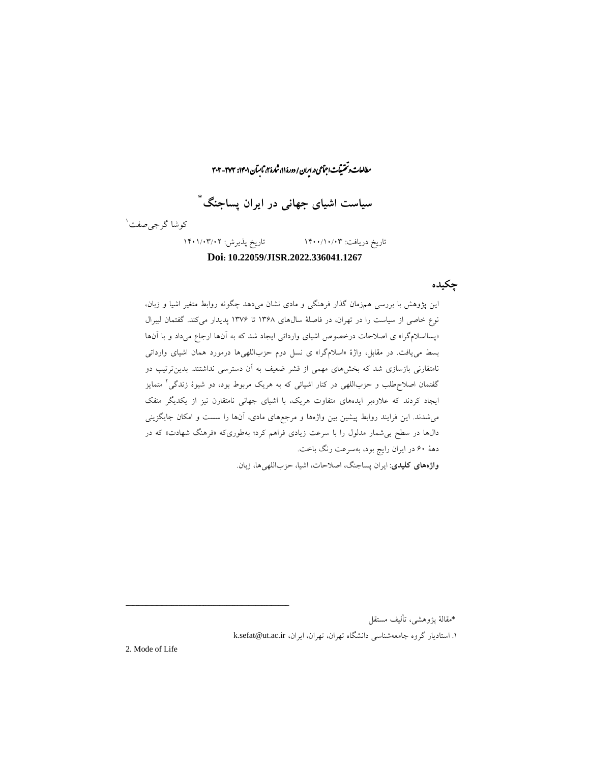# سیاست اشیای جهانی در ایران پساجنگ*

کوشا گرجی‌صفت[1]

تاریخ دریافت: ۱۴۰۰/۱۰/۰۳ تاریخ پذیرش: ۱۴۰۱/۰۳/۰۲

**Doi: 10.22059/JISR.2022.336041.1267**

## چکیده

این پژوهش با بررسی هم‌زمان گذار فرهنگی و مادی نشان می‌دهد چگونه روابط متغیر اشیا و زبان، نوع خاصی از سیاست را در تهران، در فاصلهٔ سال‌های ۱۳۶۸ تا ۱۳۷۶ پدیدار می‌کند. گفتمان لیبرال «پسااسلام‌گرا» ی اصلاحات درخصوص اشیای وارداتی ایجاد شد که به آن‌ها ارجاع می‌داد و با آن‌ها بسط می‌یافت. در مقابل، واژهٔ «اسلام‌گرا» ی نسل دوم حزب‌اللهی‌ها درمورد همان اشیای وارداتی نامتقارنی بازسازی شد که بخش‌های مهمی از قشر ضعیف به آن دسترسی نداشتند. بدین‌ترتیب دو گفتمان اصلاح‌طلب و حزب‌اللهی در کنار اشیائی که به هریک مربوط بود، دو شیوهٔ زندگی[2] متمایز ایجاد کردند که علاوه‌بر ایده‌های متفاوت هریک، با اشیای جهانی نامتقارن نیز از یکدیگر منفک می‌شدند. این فرایند روابط پیشین بین واژه‌ها و مرجع‌های مادی، آن‌ها را سست و امکان جایگزینی دال‌ها در سطح بی‌شمار مدلول را با سرعت زیادی فراهم کرد؛ به‌طوری‌که «فرهنگ شهادت» که در دهۀ ۶۰ در ایران رایج بود، به‌سرعت رنگ باخت.

**واژه‌های کلیدی**: ایران پساجنگ، اصلاحات، اشیا، حزب‌اللهی‌ها، زبان.

---

*مقالۀ پژوهشی، تألیف مستقل

[1] استادیار گروه جامعه‌شناسی دانشگاه تهران، تهران، ایران، k.sefat@ut.ac.ir

[2] Mode of Life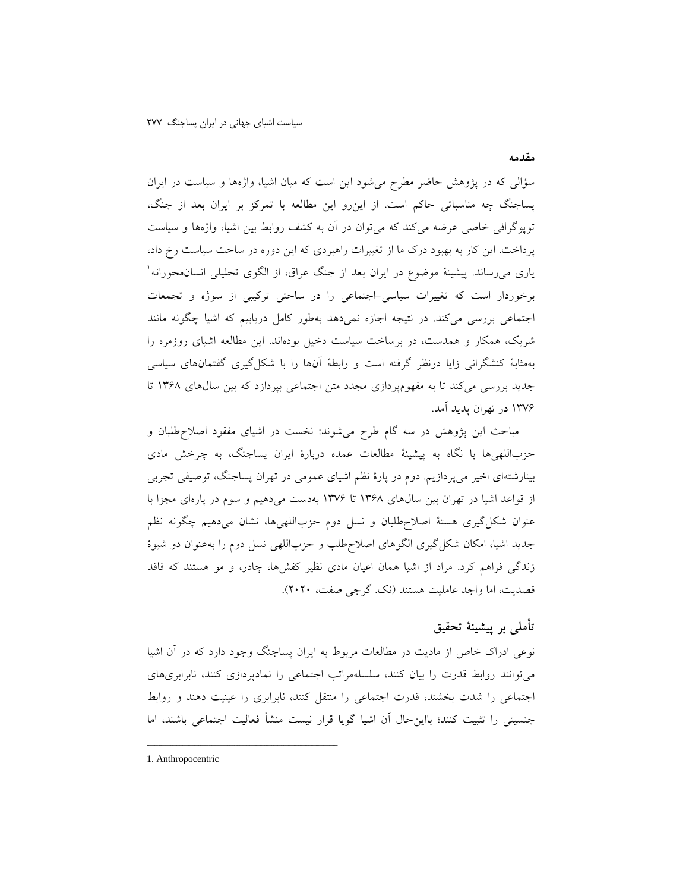**مقدمه**

سؤالی که در پژوهش حاضر مطرح می‌شود این است که میان اشیا، واژه‌ها و سیاست در ایران پساجنگ چه مناسباتی حاکم است. از این‌رو این مطالعه با تمرکز بر ایران بعد از جنگ، توپوگرافی خاصی عرضه می‌کند که می‌توان در آن به کشف روابط بین اشیا، واژه‌ها و سیاست پرداخت. این کار به بهبود درک ما از تغییرات راهبردی که این دوره در ساحت سیاست رخ داد، یاری می‌رساند. پیشینهٔ موضوع در ایران بعد از جنگ عراق، از الگوی تحلیلی انسان‌محورانه[1] برخوردار است که تغییرات سیاسی-اجتماعی را در ساحتی ترکیبی از سوژه و تجمعات اجتماعی بررسی می‌کند. در نتیجه اجازه نمی‌دهد به‌طور کامل دریابیم که اشیا چگونه مانند شریک، همکار و همدست، در برساخت سیاست دخیل بوده‌اند. این مطالعه اشیای روزمره را به‌مثابهٔ کنشگرانی زایا درنظر گرفته است و رابطهٔ آن‌ها را با شکل‌گیری گفتمان‌های سیاسی جدید بررسی می‌کند تا به مفهوم‌پردازی مجدد متن اجتماعی بپردازد که بین سال‌های ۱۳۶۸ تا ۱۳۷۶ در تهران پدید آمد.

مباحث این پژوهش در سه گام طرح می‌شوند: نخست در اشیای مفقود اصلاح‌طلبان و حزب‌اللهی‌ها با نگاه به پیشینهٔ مطالعات عمده دربارهٔ ایران پساجنگ، به چرخش مادی بینارشته‌ای اخیر می‌پردازیم. دوم در پارهٔ نظم اشیای عمومی در تهران پساجنگ، توصیفی تجربی از قواعد اشیا در تهران بین سال‌های ۱۳۶۸ تا ۱۳۷۶ به‌دست می‌دهیم و سوم در پاره‌ای مجزا با عنوان شکل‌گیری هستهٔ اصلاح‌طلبان و نسل دوم حزب‌اللهی‌ها، نشان می‌دهیم چگونه نظم جدید اشیا، امکان شکل‌گیری الگوهای اصلاح‌طلب و حزب‌اللهی نسل دوم را به‌عنوان دو شیوهٔ زندگی فراهم کرد. مراد از اشیا همان اعیان مادی نظیر کفش‌ها، چادر، و مو هستند که فاقد قصدیت، اما واجد عاملیت هستند (نک. گرجی صفت، ۲۰۲۰).

## تأملی بر پیشینهٔ تحقیق

نوعی ادراک خاص از مادیت در مطالعات مربوط به ایران پساجنگ وجود دارد که در آن اشیا می‌توانند روابط قدرت را بیان کنند، سلسله‌مراتب اجتماعی را نمادپردازی کنند، نابرابری‌های اجتماعی را شدت بخشند، قدرت اجتماعی را منتقل کنند، نابرابری را عینیت دهند و روابط جنسیتی را تثبیت کنند؛ بااین‌حال آن اشیا گویا قرار نیست منشأ فعالیت اجتماعی باشند، اما

---

1. Anthropocentric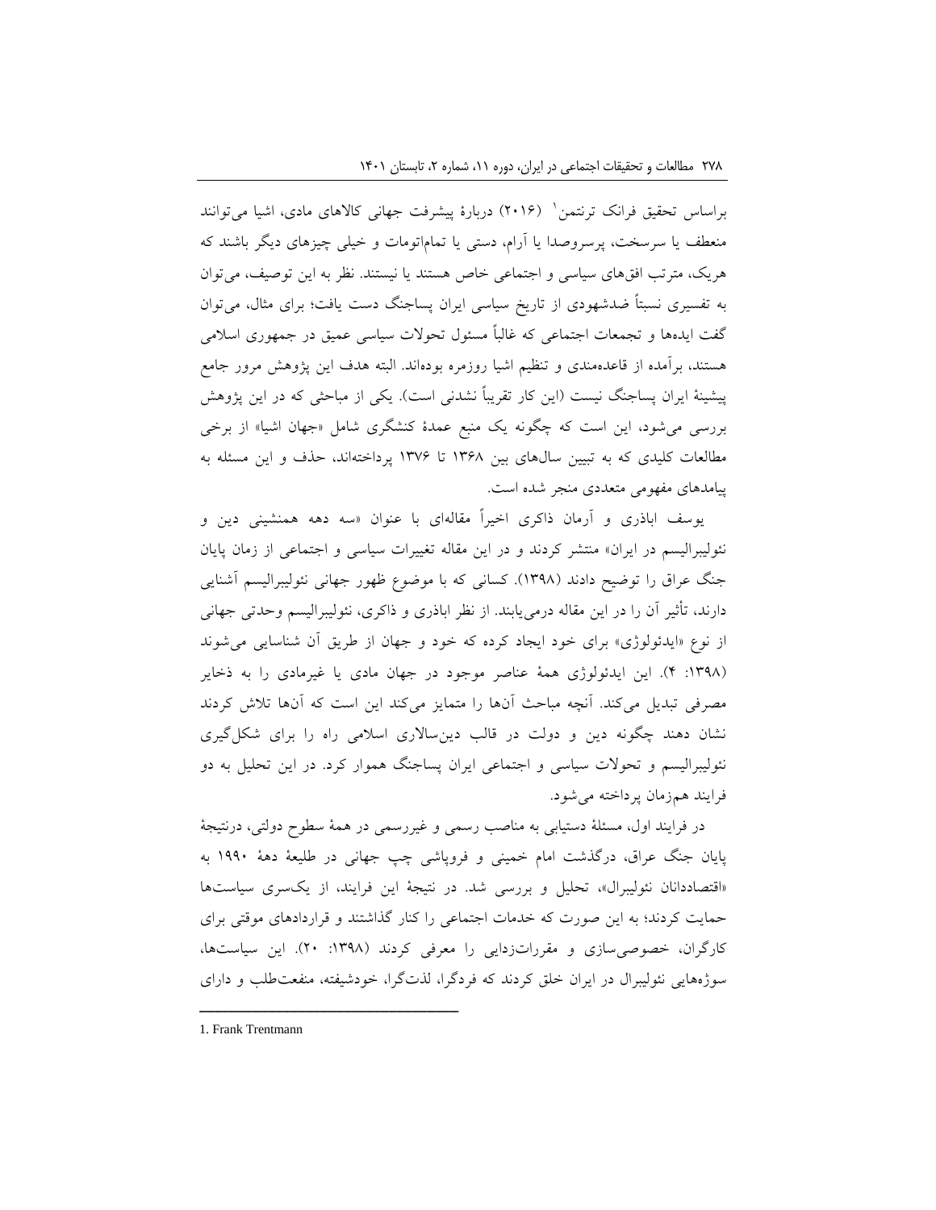براساس تحقیق فرانک ترنتمن[1] (۲۰۱۶) دربارهٔ پیشرفت جهانی کالاهای مادی، اشیا می‌توانند منعطف یا سرسخت، پرسروصدا یا آرام، دستی یا تمام‌اتومات و خیلی چیزهای دیگر باشند که هریک، مترتب افق‌های سیاسی و اجتماعی خاص هستند یا نیستند. نظر به این توصیف، می‌توان به تفسیری نسبتاً ضدشهودی از تاریخ سیاسی ایران پساجنگ دست یافت؛ برای مثال، می‌توان گفت ایده‌ها و تجمعات اجتماعی که غالباً مسئول تحولات سیاسی عمیق در جمهوری اسلامی هستند، برآمده از قاعده‌مندی و تنظیم اشیا روزمره بوده‌اند. البته هدف این پژوهش مرور جامع پیشینهٔ ایران پساجنگ نیست (این کار تقریباً نشدنی است). یکی از مباحثی که در این پژوهش بررسی می‌شود، این است که چگونه یک منبع عمدهٔ کنشگری شامل «جهان اشیا» از برخی مطالعات کلیدی که به تبیین سال‌های بین ۱۳۶۸ تا ۱۳۷۶ پرداخته‌اند، حذف و این مسئله به پیامدهای مفهومی متعددی منجر شده است.

یوسف اباذری و آرمان ذاکری اخیراً مقاله‌ای با عنوان «سه دهه همنشینی دین و نئولیبرالیسم در ایران» منتشر کردند و در این مقاله تغییرات سیاسی و اجتماعی از زمان پایان جنگ عراق را توضیح دادند (۱۳۹۸). کسانی که با موضوع ظهور جهانی نئولیبرالیسم آشنایی دارند، تأثیر آن را در این مقاله درمی‌یابند. از نظر اباذری و ذاکری، نئولیبرالیسم وحدتی جهانی از نوع «ایدئولوژی» برای خود ایجاد کرده که خود و جهان از طریق آن شناسایی می‌شوند (۱۳۹۸: ۴). این ایدئولوژی همهٔ عناصر موجود در جهان مادی یا غیرمادی را به ذخایر مصرفی تبدیل می‌کند. آنچه مباحث آن‌ها را متمایز می‌کند این است که آن‌ها تلاش کردند نشان دهند چگونه دین و دولت در قالب دین‌سالاری اسلامی راه را برای شکل‌گیری نئولیبرالیسم و تحولات سیاسی و اجتماعی ایران پساجنگ هموار کرد. در این تحلیل به دو فرایند هم‌زمان پرداخته می‌شود.

در فرایند اول، مسئلهٔ دستیابی به مناصب رسمی و غیررسمی در همهٔ سطوح دولتی، درنتیجهٔ پایان جنگ عراق، درگذشت امام خمینی و فروپاشی چپ جهانی در طلیعهٔ دههٔ ۱۹۹۰ به «اقتصاددانان نئولیبرال»، تحلیل و بررسی شد. در نتیجهٔ این فرایند، از یک‌سری سیاست‌ها حمایت کردند؛ به این صورت که خدمات اجتماعی را کنار گذاشتند و قراردادهای موقتی برای کارگران، خصوصی‌سازی و مقررات‌زدایی را معرفی کردند (۱۳۹۸: ۲۰). این سیاست‌ها، سوژه‌هایی نئولیبرال در ایران خلق کردند که فردگرا، لذت‌گرا، خودشیفته، منفعت‌طلب و دارای

---

1. Frank Trentmann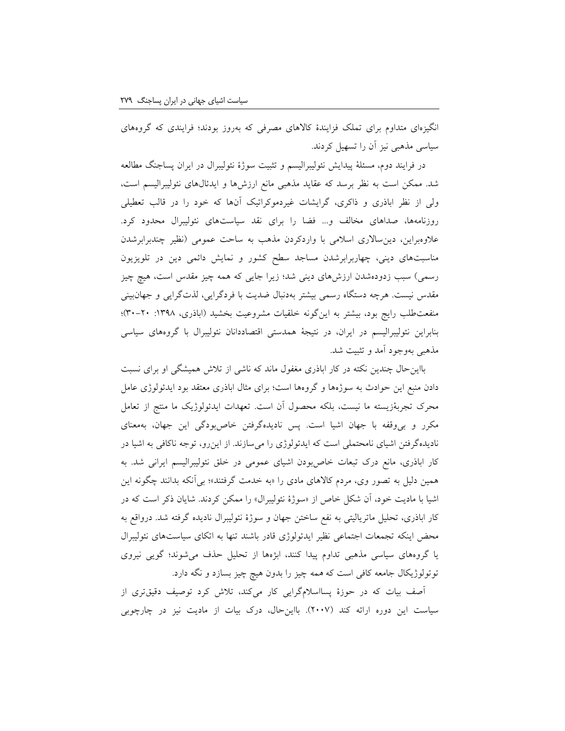انگیزه‌ای متداوم برای تملک فزایندهٔ کالاهای مصرفی که به‌روز بودند؛ فرایندی که گروه‌های سیاسی مذهبی نیز آن را تسهیل کردند.

در فرایند دوم، مسئلهٔ پیدایش نئولیبرالیسم و تثبیت سوژهٔ نئولیبرال در ایران پساجنگ مطالعه شد. ممکن است به نظر برسد که عقاید مذهبی مانع ارزش‌ها و ایدئال‌های نئولیبرالیسم است، ولی از نظر اباذری و ذاکری، گرایشات غیردموکراتیک آن‌ها که خود را در قالب تعطیلی روزنامه‌ها، صداهای مخالف و... فضا را برای نقد سیاست‌های نئولیبرال محدود کرد. علاوه‌براین، دین‌سالاری اسلامی با واردکردن مذهب به ساحت عمومی (نظیر چندبرابرشدن مناسبت‌های دینی، چهاربرابرشدن مساجد سطح کشور و نمایش دائمی دین در تلویزیون رسمی) سبب زدوده‌شدن ارزش‌های دینی شد؛ زیرا جایی که همه چیز مقدس است، هیچ چیز مقدس نیست. هرچه دستگاه رسمی بیشتر به‌دنبال ضدیت با فردگرایی، لذت‌گرایی و جهان‌بینی منفعت‌طلب رایج بود، بیشتر به این‌گونه خلقیات مشروعیت بخشید (اباذری، ۱۳۹۸: ۲۰-۳۰)؛ بنابراین نئولیبرالیسم در ایران، در نتیجهٔ همدستی اقتصاددانان نئولیبرال با گروه‌های سیاسی مذهبی به‌وجود آمد و تثبیت شد.

بااین‌حال چندین نکته در کار اباذری مغفول ماند که ناشی از تلاش همیشگی او برای نسبت دادن منبع این حوادث به سوژه‌ها و گروه‌ها است؛ برای مثال اباذری معتقد بود ایدئولوژی عامل محرک تجربهٔ‌زیسته ما نیست، بلکه محصول آن است. تعهدات ایدئولوژیک ما منتج از تعامل مکرر و بی‌وقفه با جهان اشیا است. پس نادیده‌گرفتن خاص‌بودگی این جهان، به‌معنای نادیده‌گرفتن اشیای نامحتملی است که ایدئولوژی را می‌سازند. از این‌رو، توجه ناکافی به اشیا در کار اباذری، مانع درک تبعات خاص‌بودن اشیای عمومی در خلق نئولیبرالیسم ایرانی شد. به همین دلیل به تصور وی، مردم کالاهای مادی را «به خدمت گرفتند»؛ بی‌آنکه بدانند چگونه این اشیا با مادیت خود، آن شکل خاص از «سوژهٔ نئولیبرال» را ممکن کردند. شایان ذکر است که در کار اباذری، تحلیل ماتریالیتی به نفع ساختن جهان و سوژهٔ نئولیبرال نادیده گرفته شد. درواقع به محض اینکه تجمعات اجتماعی نظیر ایدئولوژی قادر باشند تنها به اتکای سیاست‌های نئولیبرال یا گروه‌های سیاسی مذهبی تداوم پیدا کنند، ابژه‌ها از تحلیل حذف می‌شوند؛ گویی نیروی توتولوژیکال جامعه کافی است که همه چیز را بدون هیچ چیز بسازد و نگه دارد.

آصف بیات که در حوزهٔ پسااسلام‌گرایی کار می‌کند، تلاش کرد توصیف دقیق‌تری از سیاست این دوره ارائه کند (۲۰۰۷). بااین‌حال، درک بیات از مادیت نیز در چارچوبی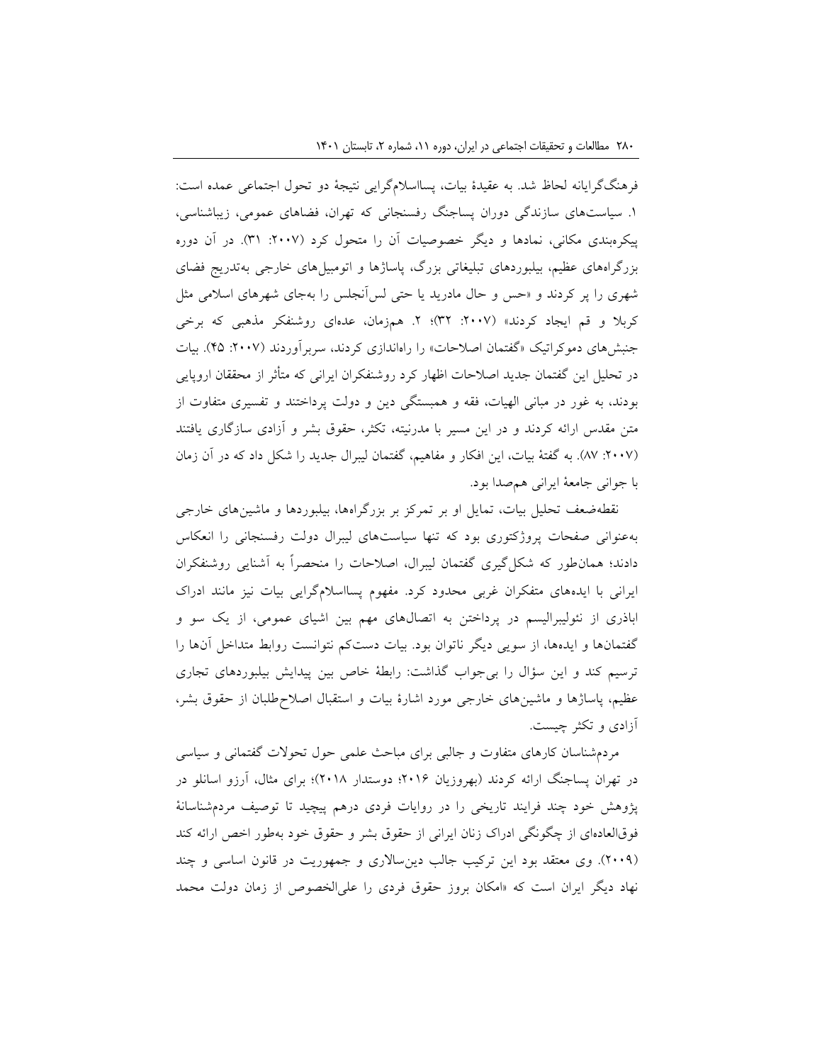فرهنگ‌گرایانه لحاظ شد. به عقیدهٔ بیات، پسااسلام‌گرایی نتیجهٔ دو تحول اجتماعی عمده است: ۱. سیاست‌های سازندگی دوران پساجنگ رفسنجانی که تهران، فضاهای عمومی، زیباشناسی، پیکره‌بندی مکانی، نمادها و دیگر خصوصیات آن را متحول کرد (۲۰۰۷: ۳۱). در آن دوره بزرگراه‌های عظیم، بیلبوردهای تبلیغاتی بزرگ، پاساژها و اتومبیل‌های خارجی به‌تدریج فضای شهری را پر کردند و «حس و حال مادرید یا حتی لس‌آنجلس را به‌جای شهرهای اسلامی مثل کربلا و قم ایجاد کردند» (۲۰۰۷: ۳۲)؛ ۲. هم‌زمان، عده‌ای روشنفکر مذهبی که برخی جنبش‌های دموکراتیک «گفتمان اصلاحات» را راه‌اندازی کردند، سربرآوردند (۲۰۰۷: ۴۵). بیات در تحلیل این گفتمان جدید اصلاحات اظهار کرد روشنفکران ایرانی که متأثر از محققان اروپایی بودند، به غور در مبانی الهیات، فقه و همبستگی دین و دولت پرداختند و تفسیری متفاوت از متن مقدس ارائه کردند و در این مسیر با مدرنیته، تکثر، حقوق بشر و آزادی سازگاری یافتند (۲۰۰۷: ۸۷). به گفتهٔ بیات، این افکار و مفاهیم، گفتمان لیبرال جدید را شکل داد که در آن زمان با جوانی جامعهٔ ایرانی هم‌صدا بود.

نقطه‌ضعف تحلیل بیات، تمایل او بر تمرکز بر بزرگراه‌ها، بیلبوردها و ماشین‌های خارجی به‌عنوانی صفحات پروژکتوری بود که تنها سیاست‌های لیبرال دولت رفسنجانی را انعکاس دادند؛ همان‌طور که شکل‌گیری گفتمان لیبرال، اصلاحات را منحصراً به آشنایی روشنفکران ایرانی با ایده‌های متفکران غربی محدود کرد. مفهوم پسااسلام‌گرایی بیات نیز مانند ادراک اباذری از نئولیبرالیسم در پرداختن به اتصال‌های مهم بین اشیای عمومی، از یک سو و گفتمان‌ها و ایده‌ها، از سویی دیگر ناتوان بود. بیات دست‌کم نتوانست روابط متداخل آن‌ها را ترسیم کند و این سؤال را بی‌جواب گذاشت: رابطهٔ خاص بین پیدایش بیلبوردهای تجاری عظیم، پاساژها و ماشین‌های خارجی مورد اشارهٔ بیات و استقبال اصلاح‌طلبان از حقوق بشر، آزادی و تکثر چیست.

مردم‌شناسان کارهای متفاوت و جالبی برای مباحث علمی حول تحولات گفتمانی و سیاسی در تهران پساجنگ ارائه کردند (بهروزیان ۲۰۱۶؛ دوستدار ۲۰۱۸)؛ برای مثال، آرزو اسانلو در پژوهش خود چند فرایند تاریخی را در روایات فردی درهم پیچید تا توصیف مردم‌شناسانهٔ فوق‌العاده‌ای از چگونگی ادراک زنان ایرانی از حقوق بشر و حقوق خود به‌طور اخص ارائه کند (۲۰۰۹). وی معتقد بود این ترکیب جالب دین‌سالاری و جمهوریت در قانون اساسی و چند نهاد دیگر ایران است که «امکان بروز حقوق فردی را علی‌الخصوص از زمان دولت محمد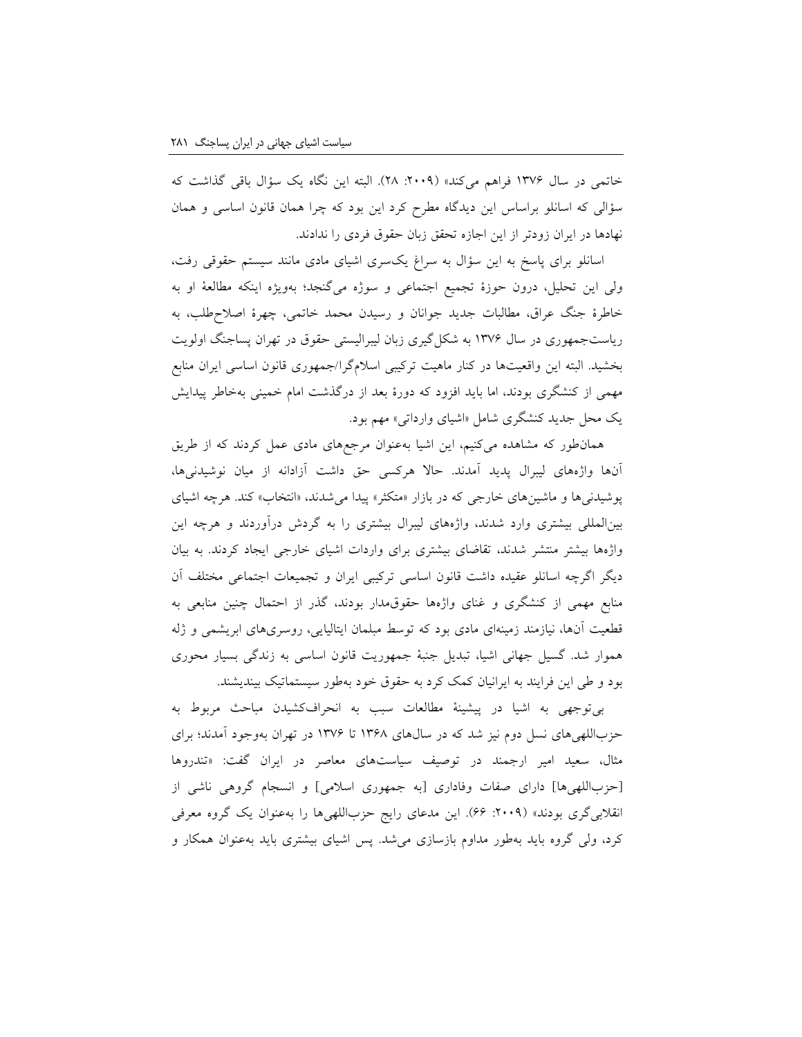خاتمی در سال ۱۳۷۶ فراهم می‌کند» (۲۰۰۹: ۲۸). البته این نگاه یک سؤال باقی گذاشت که سؤالی که اسانلو براساس این دیدگاه مطرح کرد این بود که چرا همان قانون اساسی و همان نهادها در ایران زودتر از این اجازه تحقق زبان حقوق فردی را ندادند.

اسانلو برای پاسخ به این سؤال به سراغ یک‌سری اشیای مادی مانند سیستم حقوقی رفت، ولی این تحلیل، درون حوزهٔ تجمیع اجتماعی و سوژه می‌گنجد؛ به‌ویژه اینکه مطالعهٔ او به خاطرهٔ جنگ عراق، مطالبات جدید جوانان و رسیدن محمد خاتمی، چهرهٔ اصلاح‌طلب، به ریاست‌جمهوری در سال ۱۳۷۶ به شکل‌گیری زبان لیبرالیستی حقوق در تهران پساجنگ اولویت بخشید. البته این واقعیت‌ها در کنار ماهیت ترکیبی اسلام‌گرا/جمهوری قانون اساسی ایران منابع مهمی از کنشگری بودند، اما باید افزود که دورهٔ بعد از درگذشت امام خمینی به‌خاطر پیدایش یک محل جدید کنشگری شامل «اشیای وارداتی» مهم بود.

همان‌طور که مشاهده می‌کنیم، این اشیا به‌عنوان مرجع‌های مادی عمل کردند که از طریق آن‌ها واژه‌های لیبرال پدید آمدند. حالا هرکسی حق داشت آزادانه از میان نوشیدنی‌ها، پوشیدنی‌ها و ماشین‌های خارجی که در بازار «متکثر» پیدا می‌شدند، «انتخاب» کند. هرچه اشیای بین‌المللی بیشتری وارد شدند، واژه‌های لیبرال بیشتری را به گردش درآوردند و هرچه این واژه‌ها بیشتر منتشر شدند، تقاضای بیشتری برای واردات اشیای خارجی ایجاد کردند. به بیان دیگر اگرچه اسانلو عقیده داشت قانون اساسی ترکیبی ایران و تجمیعات اجتماعی مختلف آن منابع مهمی از کنشگری و غنای واژه‌ها حقوق‌مدار بودند، گذر از احتمال چنین منابعی به قطعیت آن‌ها، نیازمند زمینه‌ای مادی بود که توسط مبلمان ایتالیایی، روسری‌های ابریشمی و ژله هموار شد. گسیل جهانی اشیا، تبدیل جنبهٔ جمهوریت قانون اساسی به زندگی بسیار محوری بود و طی این فرایند به ایرانیان کمک کرد به حقوق خود به‌طور سیستماتیک بیندیشند.

بی‌توجهی به اشیا در پیشینهٔ مطالعات سبب به انحراف‌کشیدن مباحث مربوط به حزب‌اللهی‌های نسل دوم نیز شد که در سال‌های ۱۳۶۸ تا ۱۳۷۶ در تهران به‌وجود آمدند؛ برای مثال، سعید امیر ارجمند در توصیف سیاست‌های معاصر در ایران گفت: «تندروها [حزب‌اللهی‌ها] دارای صفات وفاداری [به جمهوری اسلامی] و انسجام گروهی ناشی از انقلابی‌گری بودند» (۲۰۰۹: ۶۶). این مدعای رایج حزب‌اللهی‌ها را به‌عنوان یک گروه معرفی کرد، ولی گروه باید به‌طور مداوم بازسازی می‌شد. پس اشیای بیشتری باید به‌عنوان همکار و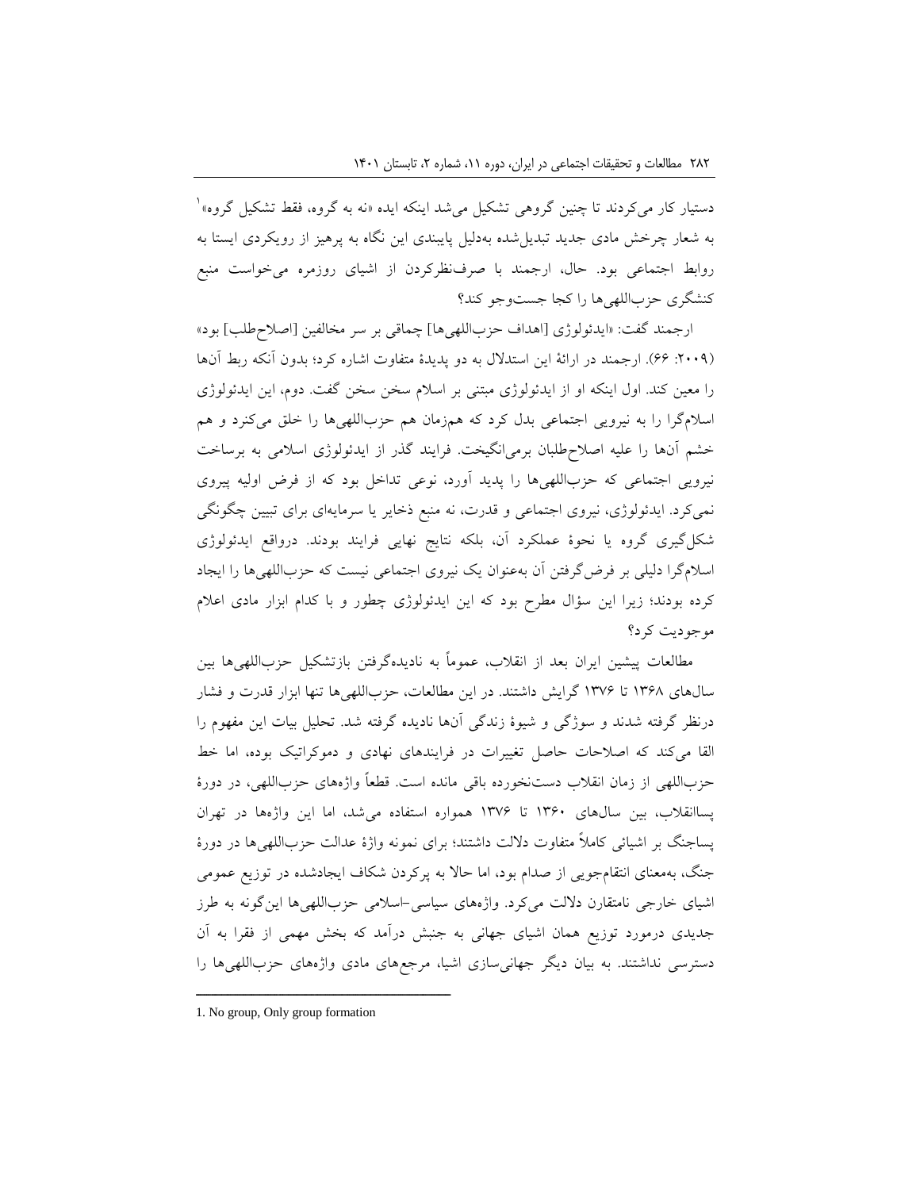دستیار کار می‌کردند تا چنین گروهی تشکیل می‌شد اینکه ایده «نه به گروه، فقط تشکیل گروه»[1] به شعار چرخش مادی جدید تبدیل‌شده به‌دلیل پایبندی این نگاه به پرهیز از رویکردی ایستا به روابط اجتماعی بود. حال، ارجمند با صرف‌نظرکردن از اشیای روزمره می‌خواست منبع کنشگری حزب‌اللهی‌ها را کجا جست‌وجو کند؟

ارجمند گفت: «ایدئولوژی [اهداف حزب‌اللهی‌ها] چماقی بر سر مخالفین [اصلاح‌طلب] بود» (۲۰۰۹: ۶۶). ارجمند در ارائهٔ این استدلال به دو پدیدهٔ متفاوت اشاره کرد؛ بدون آنکه ربط آن‌ها را معین کند. اول اینکه او از ایدئولوژی مبتنی بر اسلام سخن سخن گفت. دوم، این ایدئولوژی اسلام‌گرا را به نیرویی اجتماعی بدل کرد که هم‌زمان هم حزب‌اللهی‌ها را خلق می‌کند و هم خشم آن‌ها را علیه اصلاح‌طلبان برمی‌انگیخت. فرایند گذر از ایدئولوژی اسلامی به برساخت نیرویی اجتماعی که حزب‌اللهی‌ها را پدید آورد، نوعی تداخل بود که از فرض اولیه پیروی نمی‌کرد. ایدئولوژی، نیروی اجتماعی و قدرت، نه منبع ذخایر یا سرمایه‌ای برای تبیین چگونگی شکل‌گیری گروه یا نحوهٔ عملکرد آن، بلکه نتایج نهایی فرایند بودند. درواقع ایدئولوژی اسلام‌گرا دلیلی بر فرض‌گرفتن آن به‌عنوان یک نیروی اجتماعی نیست که حزب‌اللهی‌ها را ایجاد کرده بودند؛ زیرا این سؤال مطرح بود که این ایدئولوژی چطور و با کدام ابزار مادی اعلام موجودیت کرد؟

مطالعات پیشین ایران بعد از انقلاب، عموماً به نادیده‌گرفتن بازتشکیل حزب‌اللهی‌ها بین سال‌های ۱۳۶۸ تا ۱۳۷۶ گرایش داشتند. در این مطالعات، حزب‌اللهی‌ها تنها ابزار قدرت و فشار درنظر گرفته شدند و سوژگی و شیوهٔ زندگی آن‌ها نادیده گرفته شد. تحلیل بیات این مفهوم را القا می‌کند که اصلاحات حاصل تغییرات در فرایندهای نهادی و دموکراتیک بوده، اما خط حزب‌اللهی از زمان انقلاب دست‌نخورده باقی مانده است. قطعاً واژه‌های حزب‌اللهی، در دورهٔ پساانقلاب، بین سال‌های ۱۳۶۰ تا ۱۳۷۶ همواره استفاده می‌شد، اما این واژه‌ها در تهران پساجنگ بر اشیائی کاملاً متفاوت دلالت داشتند؛ برای نمونه واژهٔ عدالت حزب‌اللهی‌ها در دورهٔ جنگ، به‌معنای انتقام‌جویی از صدام بود، اما حالا به پرکردن شکاف ایجادشده در توزیع عمومی اشیای خارجی نامتقارن دلالت می‌کرد. واژه‌های سیاسی-اسلامی حزب‌اللهی‌ها این‌گونه به طرز جدیدی درمورد توزیع همان اشیای جهانی به جنبش درآمد که بخش مهمی از فقرا به آن دسترسی نداشتند. به بیان دیگر جهانی‌سازی اشیا، مرجع‌های مادی واژه‌های حزب‌اللهی‌ها را

---

1. No group, Only group formation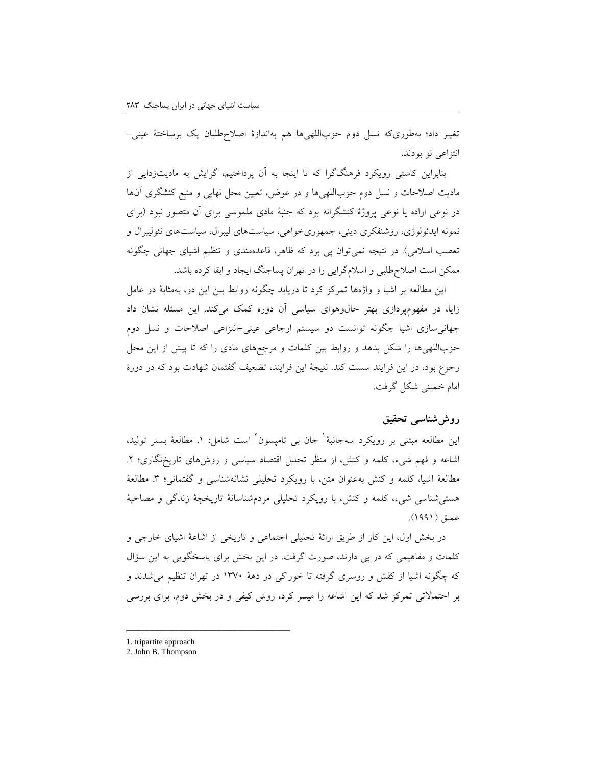تغییر داد؛ به‌طوری‌که نسل دوم حزب‌اللهی‌ها هم به‌اندازهٔ اصلاح‌طلبان یک برساختهٔ عینی-انتزاعی نو بودند.

بنابراین کاستی رویکرد فرهنگ‌گرا که تا اینجا به آن پرداختیم، گرایش به مادیت‌زدایی از مادیت اصلاحات و نسل دوم حزب‌اللهی‌ها و در عوض، تعیین محل نهایی و منبع کنشگری آن‌ها در نوعی اراده یا نوعی پروژهٔ کنشگرانه بود که جنبهٔ مادی ملموسی برای آن متصور نبود (برای نمونه ایدئولوژی، روشنفکری دینی، جمهوری‌خواهی، سیاست‌های لیبرال، سیاست‌های نئولیبرال و تعصب اسلامی). در نتیجه نمی‌توان پی برد که ظاهر، قاعده‌مندی و تنظیم اشیای جهانی چگونه ممکن است اصلاح‌طلبی و اسلام‌گرایی را در تهران پساجنگ ایجاد و ابقا کرده باشد.

این مطالعه بر اشیا و واژه‌ها تمرکز کرد تا دریابد چگونه روابط بین این دو، به‌مثابهٔ دو عامل زایا، در مفهوم‌پردازی بهتر حال‌وهوای سیاسی آن دوره کمک می‌کند. این مسئله نشان داد جهانی‌سازی اشیا چگونه توانست دو سیستم ارجاعی عینی-انتزاعی اصلاحات و نسل دوم حزب‌اللهی‌ها را شکل بدهد و روابط بین کلمات و مرجع‌های مادی را که تا پیش از این محل رجوع بود، در این فرایند سست کند. نتیجهٔ این فرایند، تضعیف گفتمان شهادت بود که در دورهٔ امام خمینی شکل گرفت.

## روش‌شناسی تحقیق

این مطالعه مبتنی بر رویکرد سه‌جانبهٔ[1] جان بی تامپسون[2] است شامل: ۱. مطالعهٔ بستر تولید، اشاعه و فهم شیء، کلمه و کنش، از منظر تحلیل اقتصاد سیاسی و روش‌های تاریخ‌نگاری؛ ۲. مطالعهٔ اشیا، کلمه و کنش به‌عنوان متن، با رویکرد تحلیلی نشانه‌شناسی و گفتمانی؛ ۳. مطالعهٔ هستی‌شناسی شیء، کلمه و کنش، با رویکرد تحلیلی مردم‌شناسانهٔ تاریخچهٔ زندگی و مصاحبهٔ عمیق (۱۹۹۱).

در بخش اول، این کار از طریق ارائهٔ تحلیلی اجتماعی و تاریخی از اشاعهٔ اشیای خارجی و کلمات و مفاهیمی که در پی دارند، صورت گرفت. در این بخش برای پاسخگویی به این سؤال که چگونه اشیا از کفش و روسری گرفته تا خوراکی در دههٔ ۱۳۷۰ در تهران تنظیم می‌شدند و بر احتمالاتی تمرکز شد که این اشاعه را میسر کرد، روش کیفی و در بخش دوم، برای بررسی

---

1. tripartite approach
2. John B. Thompson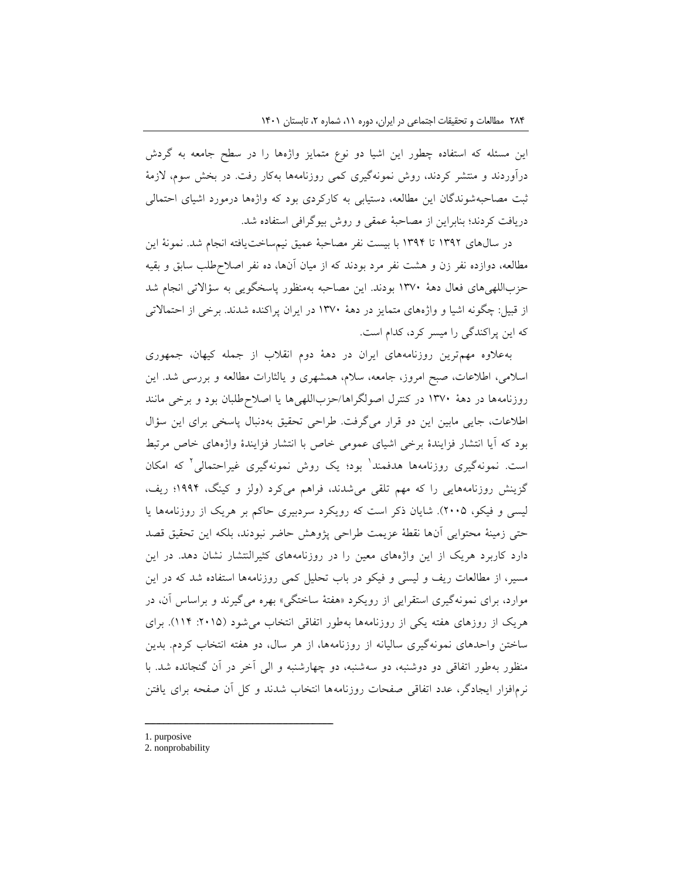این مسئله که استفاده چطور این اشیا دو نوع متمایز واژه‌ها را در سطح جامعه به گردش درآوردند و منتشر کردند، روش نمونه‌گیری کمی روزنامه‌ها به‌کار رفت. در بخش سوم، لازمهٔ ثبت مصاحبه‌شوندگان این مطالعه، دستیابی به کارکردی بود که واژه‌ها درمورد اشیای احتمالی دریافت کردند؛ بنابراین از مصاحبهٔ عمقی و روش بیوگرافی استفاده شد.

در سال‌های ۱۳۹۲ تا ۱۳۹۴ با بیست نفر مصاحبهٔ عمیق نیم‌ساخت‌یافته انجام شد. نمونهٔ این مطالعه، دوازده نفر زن و هشت نفر مرد بودند که از میان آن‌ها، ده نفر اصلاح‌طلب سابق و بقیه حزب‌اللهی‌های فعال دههٔ ۱۳۷۰ بودند. این مصاحبه به‌منظور پاسخگویی به سؤالاتی انجام شد از قبیل: چگونه اشیا و واژه‌های متمایز در دههٔ ۱۳۷۰ در ایران پراکنده شدند. برخی از احتمالاتی که این پراکندگی را میسر کرد، کدام است.

به‌علاوه مهم‌ترین روزنامه‌های ایران در دههٔ دوم انقلاب از جمله کیهان، جمهوری اسلامی، اطلاعات، صبح امروز، جامعه، سلام، همشهری و یالثارات مطالعه و بررسی شد. این روزنامه‌ها در دههٔ ۱۳۷۰ در کنترل اصولگراها/حزب‌اللهی‌ها یا اصلاح‌طلبان بود و برخی مانند اطلاعات، جایی مابین این دو قرار می‌گرفت. طراحی تحقیق به‌دنبال پاسخی برای این سؤال بود که آیا انتشار فزایندهٔ برخی اشیای عمومی خاص با انتشار فزایندهٔ واژه‌های خاص مرتبط است. نمونه‌گیری روزنامه‌ها هدفمند[1] بود؛ یک روش نمونه‌گیری غیراحتمالی[2] که امکان گزینش روزنامه‌هایی را که مهم تلقی می‌شدند، فراهم می‌کرد (ولز و کینگ، ۱۹۹۴؛ ریف، لیسی و فیکو، ۲۰۰۵). شایان ذکر است که رویکرد سردبیری حاکم بر هریک از روزنامه‌ها یا حتی زمینهٔ محتوایی آن‌ها نقطهٔ عزیمت طراحی پژوهش حاضر نبودند، بلکه این تحقیق قصد دارد کاربرد هریک از این واژه‌های معین را در روزنامه‌های کثیرالانتشار نشان دهد. در این مسیر، از مطالعات ریف و لیسی و فیکو در باب تحلیل کمی روزنامه‌ها استفاده شد که در این موارد، برای نمونه‌گیری استقرایی از رویکرد «هفتهٔ ساختگی» بهره می‌گیرند و براساس آن، در هریک از روزهای هفته یکی از روزنامه‌ها به‌طور اتفاقی انتخاب می‌شود (۲۰۱۵: ۱۱۴). برای ساختن واحدهای نمونه‌گیری سالیانه از روزنامه‌ها، از هر سال، دو هفته انتخاب کردم. بدین منظور به‌طور اتفاقی دو دوشنبه، دو سه‌شنبه، دو چهارشنبه و الی آخر در آن گنجانده شد. با نرم‌افزار ایجادگر، عدد اتفاقی صفحات روزنامه‌ها انتخاب شدند و کل آن صفحه برای یافتن

---

1. purposive
2. nonprobability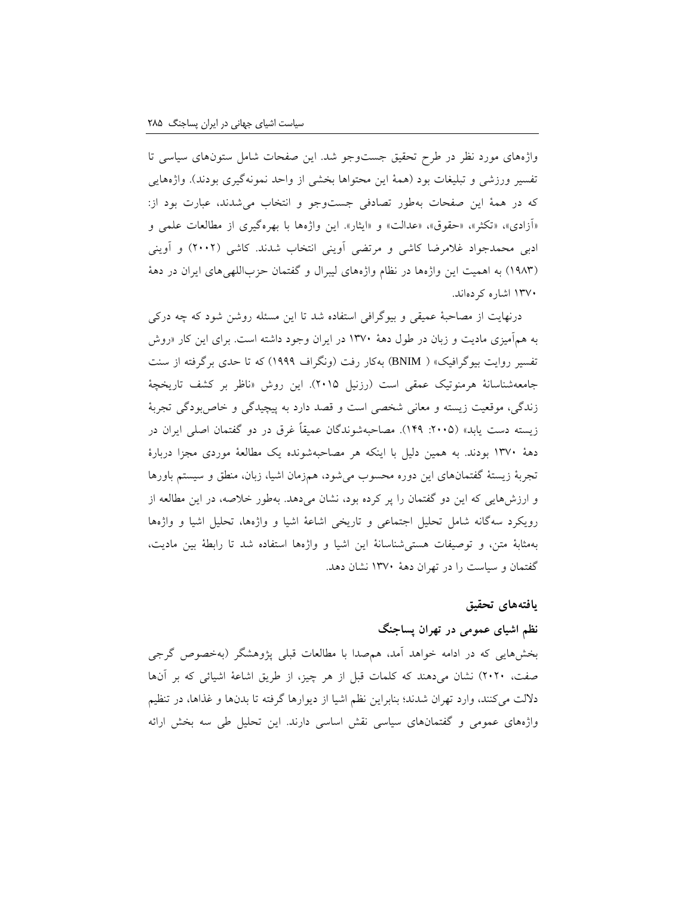واژه‌های مورد نظر در طرح تحقیق جست‌وجو شد. این صفحات شامل ستون‌های سیاسی تا تفسیر ورزشی و تبلیغات بود (همهٔ این محتواها بخشی از واحد نمونه‌گیری بودند). واژه‌هایی که در همهٔ این صفحات به‌طور تصادفی جست‌وجو و انتخاب می‌شدند، عبارت بود از: «آزادی»، «تکثر»، «حقوق»، «عدالت» و «ایثار». این واژه‌ها با بهره‌گیری از مطالعات علمی و ادبی محمدجواد غلامرضا کاشی و مرتضی آوینی انتخاب شدند. کاشی (۲۰۰۲) و آوینی (۱۹۸۳) به اهمیت این واژه‌ها در نظام واژه‌های لیبرال و گفتمان حزب‌اللهی‌های ایران در دههٔ ۱۳۷۰ اشاره کرده‌اند.

درنهایت از مصاحبهٔ عمیقی و بیوگرافی استفاده شد تا این مسئله روشن شود که چه درکی به هم‌آمیزی مادیت و زبان در طول دههٔ ۱۳۷۰ در ایران وجود داشته است. برای این کار «روش تفسیر روایت بیوگرافیک» ( BNIM) به‌کار رفت (ونگراف ۱۹۹۹) که تا حدی برگرفته از سنت جامعه‌شناسانهٔ هرمنوتیک عمقی است (رزنیل ۲۰۱۵). این روش «ناظر بر کشف تاریخچهٔ زندگی، موقعیت زیسته و معانی شخصی است و قصد دارد به پیچیدگی و خاص‌بودگی تجربهٔ زیسته دست یابد» (۲۰۰۵: ۱۴۹). مصاحبه‌شوندگان عمیقاً غرق در دو گفتمان اصلی ایران در دههٔ ۱۳۷۰ بودند. به همین دلیل با اینکه هر مصاحبه‌شونده یک مطالعهٔ موردی مجزا دربارهٔ تجربهٔ زیستهٔ گفتمان‌های این دوره محسوب می‌شود، هم‌زمان اشیا، زبان، منطق و سیستم باورها و ارزش‌هایی که این دو گفتمان را پر کرده بود، نشان می‌دهد. به‌طور خلاصه، در این مطالعه از رویکرد سه‌گانه شامل تحلیل اجتماعی و تاریخی اشاعهٔ اشیا و واژه‌ها، تحلیل اشیا و واژه‌ها به‌مثابهٔ متن، و توصیفات هستی‌شناسانهٔ این اشیا و واژه‌ها استفاده شد تا رابطهٔ بین مادیت، گفتمان و سیاست را در تهران دههٔ ۱۳۷۰ نشان دهد.

## یافته‌های تحقیق

### نظم اشیای عمومی در تهران پساجنگ

بخش‌هایی که در ادامه خواهد آمد، هم‌صدا با مطالعات قبلی پژوهشگر (به‌خصوص گرجی صفت، ۲۰۲۰) نشان می‌دهند که کلمات قبل از هر چیز، از طریق اشاعهٔ اشیائی که بر آن‌ها دلالت می‌کنند، وارد تهران شدند؛ بنابراین نظم اشیا از دیوارها گرفته تا بدن‌ها و غذاها، در تنظیم واژه‌های عمومی و گفتمان‌های سیاسی نقش اساسی دارند. این تحلیل طی سه بخش ارائه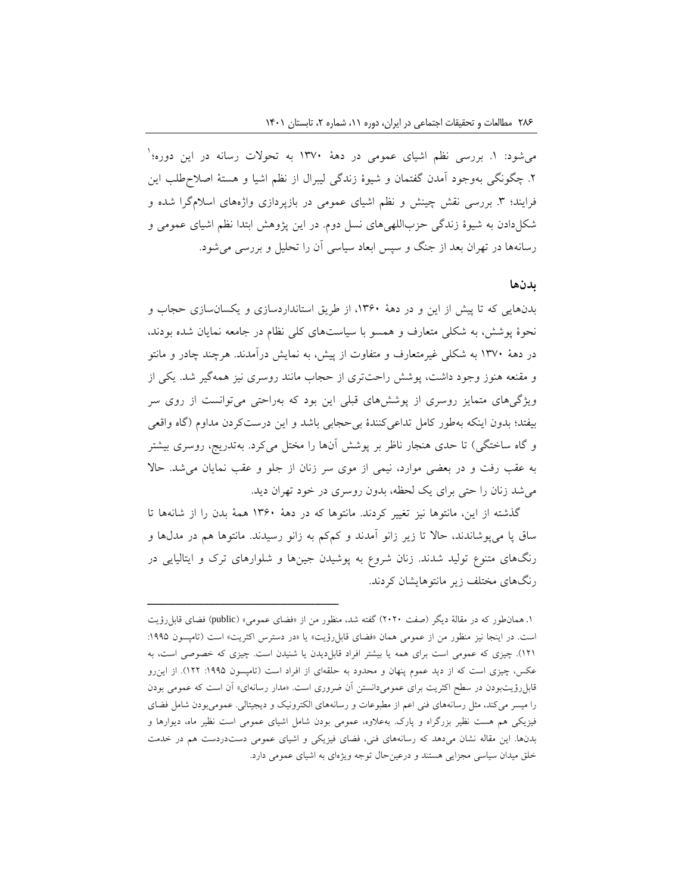می‌شود: ۱. بررسی نظم اشیای عمومی در دهۀ ۱۳۷۰ به تحولات رسانه در این دوره؛[1] ۲. چگونگی به‌وجود آمدن گفتمان و شیوۀ زندگی لیبرال از نظم اشیا و هستۀ اصلاح‌طلب این فرایند؛ ۳. بررسی نقش چینش و نظم اشیای عمومی در بازپردازی واژه‌های اسلام‌گرا شده و شکل‌دادن به شیوۀ زندگی حزب‌اللهی‌های نسل دوم. در این پژوهش ابتدا نظم اشیای عمومی و رسانه‌ها در تهران بعد از جنگ و سپس ابعاد سیاسی آن را تحلیل و بررسی می‌شود.

## بدن‌ها

بدن‌هایی که تا پیش از این و در دهۀ ۱۳۶۰، از طریق استانداردسازی و یکسان‌سازی حجاب و نحوۀ پوشش، به شکلی متعارف و همسو با سیاست‌های کلی نظام در جامعه نمایان شده بودند، در دهۀ ۱۳۷۰ به شکلی غیرمتعارف و متفاوت از پیش، به نمایش درآمدند. هرچند چادر و مانتو و مقنعه هنوز وجود داشت، پوشش راحت‌تری از حجاب مانند روسری نیز همه‌گیر شد. یکی از ویژگی‌های متمایز روسری از پوشش‌های قبلی این بود که به‌راحتی می‌توانست از روی سر بیفتد؛ بدون اینکه به‌طور کامل تداعی‌کنندۀ بی‌حجابی باشد و این درست‌کردن مداوم (گاه واقعی و گاه ساختگی) تا حدی هنجار ناظر بر پوشش آن‌ها را مختل می‌کرد. به‌تدریج، روسری بیشتر به عقب رفت و در بعضی موارد، نیمی از موی سر زنان از جلو و عقب نمایان می‌شد. حالا می‌شد زنان را حتی برای یک لحظه، بدون روسری در خود تهران دید.

گذشته از این، مانتوها نیز تغییر کردند. مانتوها که در دهۀ ۱۳۶۰ همۀ بدن را از شانه‌ها تا ساق پا می‌پوشاندند، حالا تا زیر زانو آمدند و کم‌کم به زانو رسیدند. مانتوها هم در مدل‌ها و رنگ‌های متنوع تولید شدند. زنان شروع به پوشیدن جین‌ها و شلوارهای ترک و ایتالیایی در رنگ‌های مختلف زیر مانتوهایشان کردند.

---

[1] همان‌طور که در مقالۀ دیگر (صفت ۲۰۲۰) گفته شد، منظور من از «فضای عمومی» (public) فضای قابل‌رؤیت است. در اینجا نیز منظور من از عمومی همان «فضای قابل‌رؤیت» یا «در دسترس اکثریت» است (تامپسون ۱۹۹۵: ۱۲۱). چیزی که عمومی است برای همه یا بیشتر افراد قابل‌دیدن یا شنیدن است. چیزی که خصوصی است، به عکس، چیزی است که از دید عموم پنهان و محدود به حلقه‌ای از افراد است (تامپسون ۱۹۹۵: ۱۲۲). از این‌رو قابل‌رؤیت‌بودن در سطح اکثریت برای عمومی‌دانستن آن ضروری است. «مدار رسانه‌ای» آن است که عمومی بودن را میسر می‌کند، مثل رسانه‌های فنی اعم از مطبوعات و رسانه‌های الکترونیک و دیجیتالی. عمومی‌بودن شامل فضای فیزیکی هم هست نظیر بزرگراه و پارک. به‌علاوه، عمومی بودن شامل اشیای عمومی است نظیر ماه، دیوارها و بدن‌ها. این مقاله نشان می‌دهد که رسانه‌های فنی، فضای فیزیکی و اشیای عمومی دست‌دردست هم در خدمت خلق میدان سیاسی مجزایی هستند و درعین‌حال توجه ویژه‌ای به اشیای عمومی دارد.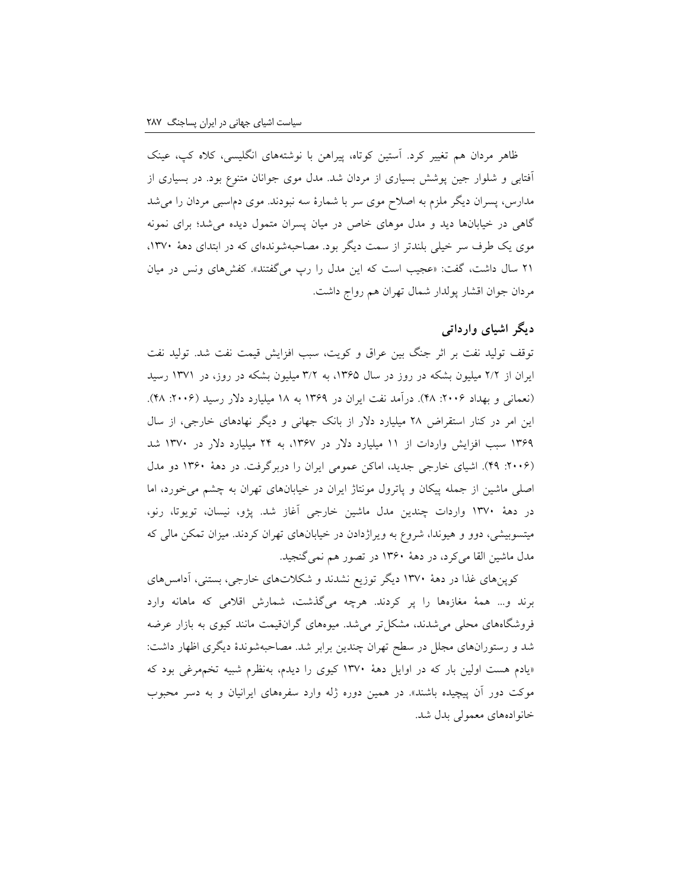ظاهر مردان هم تغییر کرد. آستین کوتاه، پیراهن با نوشته‌های انگلیسی، کلاه کپ، عینک آفتابی و شلوار جین پوشش بسیاری از مردان شد. مدل موی جوانان متنوع بود. در بسیاری از مدارس، پسران دیگر ملزم به اصلاح موی سر با شمارهٔ سه نبودند. موی دم‌اسبی مردان را می‌شد گاهی در خیابان‌ها دید و مدل موهای خاص در میان پسران متمول دیده می‌شد؛ برای نمونه موی یک طرف سر خیلی بلندتر از سمت دیگر بود. مصاحبه‌شونده‌ای که در ابتدای دههٔ ۱۳۷۰، ۲۱ سال داشت، گفت: «عجیب است که این مدل را رپ می‌گفتند». کفش‌های ونس در میان مردان جوان اقشار پولدار شمال تهران هم رواج داشت.

## دیگر اشیای وارداتی

توقف تولید نفت بر اثر جنگ بین عراق و کویت، سبب افزایش قیمت نفت شد. تولید نفت ایران از ۲/۲ میلیون بشکه در روز در سال ۱۳۶۵، به ۳/۲ میلیون بشکه در روز، در ۱۳۷۱ رسید (نعمانی و بهداد ۲۰۰۶: ۴۸). درآمد نفت ایران در ۱۳۶۹ به ۱۸ میلیارد دلار رسید (۲۰۰۶: ۴۸). این امر در کنار استقراض ۲۸ میلیارد دلار از بانک جهانی و دیگر نهادهای خارجی، از سال ۱۳۶۹ سبب افزایش واردات از ۱۱ میلیارد دلار در ۱۳۶۷، به ۲۴ میلیارد دلار در ۱۳۷۰ شد (۲۰۰۶: ۴۹). اشیای خارجی جدید، اماکن عمومی ایران را دربرگرفت. در دههٔ ۱۳۶۰ دو مدل اصلی ماشین از جمله پیکان و پاترول مونتاژ ایران در خیابان‌های تهران به چشم می‌خورد، اما در دههٔ ۱۳۷۰ واردات چندین مدل ماشین خارجی آغاز شد. پژو، نیسان، تویوتا، رنو، میتسوبیشی، دوو و هیوندا، شروع به ویراژدادن در خیابان‌های تهران کردند. میزان تمکن مالی که مدل ماشین القا می‌کرد، در دههٔ ۱۳۶۰ در تصور هم نمی‌گنجید.

کوپن‌های غذا در دههٔ ۱۳۷۰ دیگر توزیع نشدند و شکلات‌های خارجی، بستنی، آدامس‌های برند و... همهٔ مغازه‌ها را پر کردند. هرچه می‌گذشت، شمارش اقلامی که ماهانه وارد فروشگاه‌های محلی می‌شدند، مشکل‌تر می‌شد. میوه‌های گران‌قیمت مانند کیوی به بازار عرضه شد و رستوران‌های مجلل در سطح تهران چندین برابر شد. مصاحبه‌شوندهٔ دیگری اظهار داشت: «یادم هست اولین بار که در اوایل دههٔ ۱۳۷۰ کیوی را دیدم، به‌نظرم شبیه تخم‌مرغی بود که موکت دور آن پیچیده باشند». در همین دوره ژله وارد سفره‌های ایرانیان و به دسر محبوب خانواده‌های معمولی بدل شد.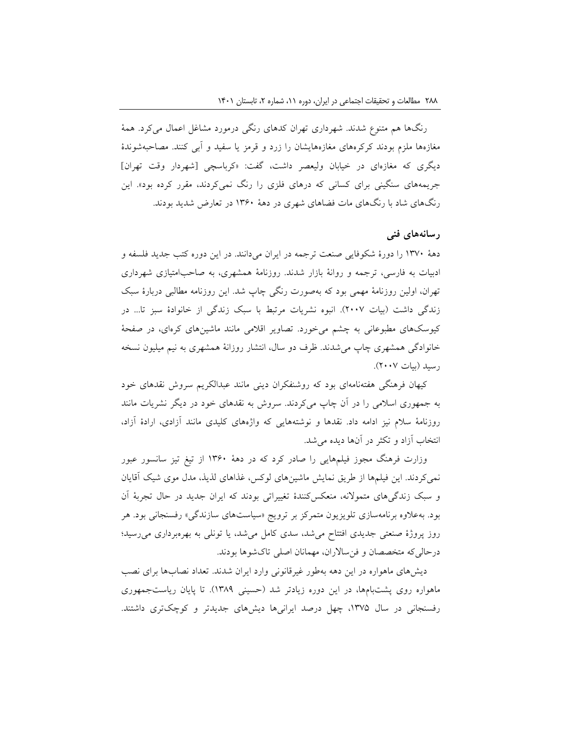رنگ‌ها هم متنوع شدند. شهرداری تهران کدهای رنگی درمورد مشاغل اعمال می‌کرد. همهٔ مغازه‌ها ملزم بودند کرکره‌های مغازه‌هایشان را زرد و قرمز یا سفید و آبی کنند. مصاحبه‌شوندهٔ دیگری که مغازه‌ای در خیابان ولیعصر داشت، گفت: «کرباسچی [شهردار وقت تهران] جریمه‌های سنگینی برای کسانی که درهای فلزی را رنگ نمی‌کردند، مقرر کرده بود». این رنگ‌های شاد با رنگ‌های مات فضاهای شهری در دهۀ ۱۳۶۰ در تعارض شدید بودند.

## رسانه‌های فنی

دهۀ ۱۳۷۰ را دورۀ شکوفایی صنعت ترجمه در ایران می‌دانند. در این دوره کتب جدید فلسفه و ادبیات به فارسی، ترجمه و روانۀ بازار شدند. روزنامۀ همشهری، به صاحب‌امتیازی شهرداری تهران، اولین روزنامۀ مهمی بود که به‌صورت رنگی چاپ شد. این روزنامه مطالبی دربارۀ سبک زندگی داشت (بیات ۲۰۰۷). انبوه نشریات مرتبط با سبک زندگی از خانوادۀ سبز تا... در کیوسک‌های مطبوعاتی به چشم می‌خورد. تصاویر اقلامی مانند ماشین‌های کره‌ای، در صفحۀ خانوادگی همشهری چاپ می‌شدند. ظرف دو سال، انتشار روزانۀ همشهری به نیم میلیون نسخه رسید (بیات ۲۰۰۷).

کیهان فرهنگی هفته‌نامه‌ای بود که روشنفکران دینی مانند عبدالکریم سروش نقدهای خود به جمهوری اسلامی را در آن چاپ می‌کردند. سروش به نقدهای خود در دیگر نشریات مانند روزنامۀ سلام نیز ادامه داد. نقدها و نوشته‌هایی که واژه‌های کلیدی مانند آزادی، ارادۀ آزاد، انتخاب آزاد و تکثر در آن‌ها دیده می‌شد.

وزارت فرهنگ مجوز فیلم‌هایی را صادر کرد که در دهۀ ۱۳۶۰ از تیغ تیز سانسور عبور نمی‌کردند. این فیلم‌ها از طریق نمایش ماشین‌های لوکس، غذاهای لذیذ، مدل موی شیک آقایان و سبک زندگی‌های متمولانه، منعکس‌کنندۀ تغییراتی بودند که ایران جدید در حال تجربۀ آن بود. به‌علاوه برنامه‌سازی تلویزیون متمرکز بر ترویج «سیاست‌های سازندگی» رفسنجانی بود. هر روز پروژۀ صنعتی جدیدی افتتاح می‌شد، سدی کامل می‌شد، یا تونلی به بهره‌برداری می‌رسید؛ درحالی‌که متخصصان و فن‌سالاران، مهمانان اصلی تاک‌شوها بودند.

دیش‌های ماهواره در این دهه به‌طور غیرقانونی وارد ایران شدند. تعداد نصاب‌ها برای نصب ماهواره روی پشت‌بام‌ها، در این دوره زیادتر شد (حسینی ۱۳۸۹). تا پایان ریاست‌جمهوری رفسنجانی در سال ۱۳۷۵، چهل درصد ایرانی‌ها دیش‌های جدیدتر و کوچک‌تری داشتند.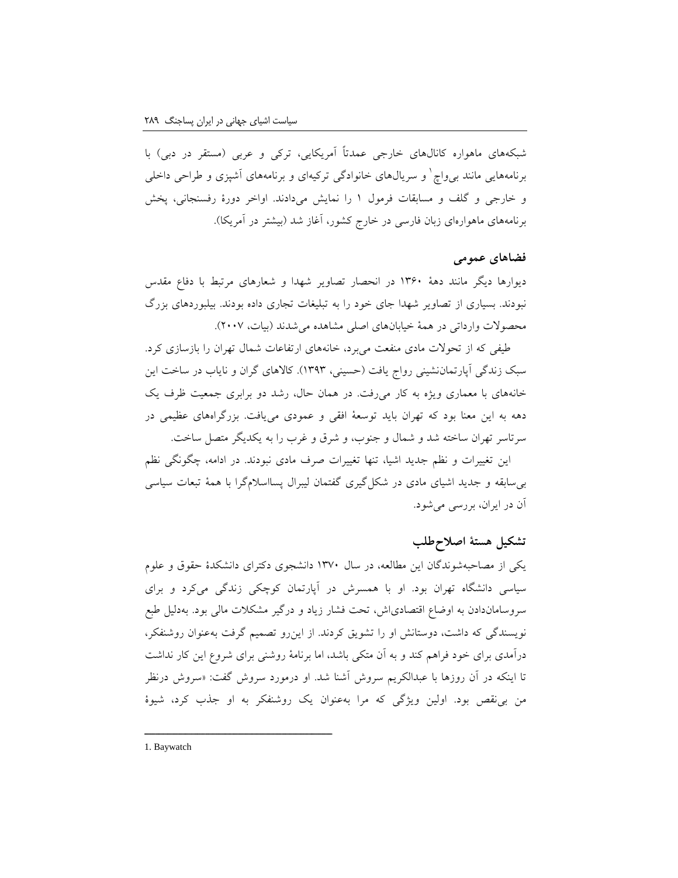شبکه‌های ماهواره کانال‌های خارجی عمدتاً آمریکایی، ترکی و عربی (مستقر در دبی) با برنامه‌هایی مانند بی‌واچ[1] و سریال‌های خانوادگی ترکیه‌ای و برنامه‌های آشپزی و طراحی داخلی و خارجی و گلف و مسابقات فرمول ۱ را نمایش می‌دادند. اواخر دورهٔ رفسنجانی، پخش برنامه‌های ماهواره‌ای زبان فارسی در خارج کشور، آغاز شد (بیشتر در آمریکا).

### فضاهای عمومی

دیوارها دیگر مانند دههٔ ۱۳۶۰ در انحصار تصاویر شهدا و شعارهای مرتبط با دفاع مقدس نبودند. بسیاری از تصاویر شهدا جای خود را به تبلیغات تجاری داده بودند. بیلبوردهای بزرگ محصولات وارداتی در همهٔ خیابان‌های اصلی مشاهده می‌شدند (بیات، ۲۰۰۷).

طیفی که از تحولات مادی منفعت می‌برد، خانه‌های ارتفاعات شمال تهران را بازسازی کرد. سبک زندگی آپارتمان‌نشینی رواج یافت (حسینی، ۱۳۹۳). کالاهای گران و نایاب در ساخت این خانه‌های با معماری ویژه به کار می‌رفت. در همان حال، رشد دو برابری جمعیت ظرف یک دهه به این معنا بود که تهران باید توسعهٔ افقی و عمودی می‌یافت. بزرگراه‌های عظیمی در سرتاسر تهران ساخته شد و شمال و جنوب، و شرق و غرب را به یکدیگر متصل ساخت.

این تغییرات و نظم جدید اشیا، تنها تغییرات صرف مادی نبودند. در ادامه، چگونگی نظم بی‌سابقه و جدید اشیای مادی در شکل‌گیری گفتمان لیبرال پسااسلام‌گرا با همهٔ تبعات سیاسی آن در ایران، بررسی می‌شود.

## تشکیل هستهٔ اصلاح‌طلب

یکی از مصاحبه‌شوندگان این مطالعه، در سال ۱۳۷۰ دانشجوی دکترای دانشکدهٔ حقوق و علوم سیاسی دانشگاه تهران بود. او با همسرش در آپارتمان کوچکی زندگی می‌کرد و برای سروسامان‌دادن به اوضاع اقتصادی‌اش، تحت فشار زیاد و درگیر مشکلات مالی بود. به‌دلیل طبع نویسندگی که داشت، دوستانش او را تشویق کردند. از این‌رو تصمیم گرفت به‌عنوان روشنفکر، درآمدی برای خود فراهم کند و به آن متکی باشد، اما برنامهٔ روشنی برای شروع این کار نداشت تا اینکه در آن روزها با عبدالکریم سروش آشنا شد. او درمورد سروش گفت: «سروش درنظر من بی‌نقص بود. اولین ویژگی که مرا به‌عنوان یک روشنفکر به او جذب کرد، شیوهٔ

---

1. Baywatch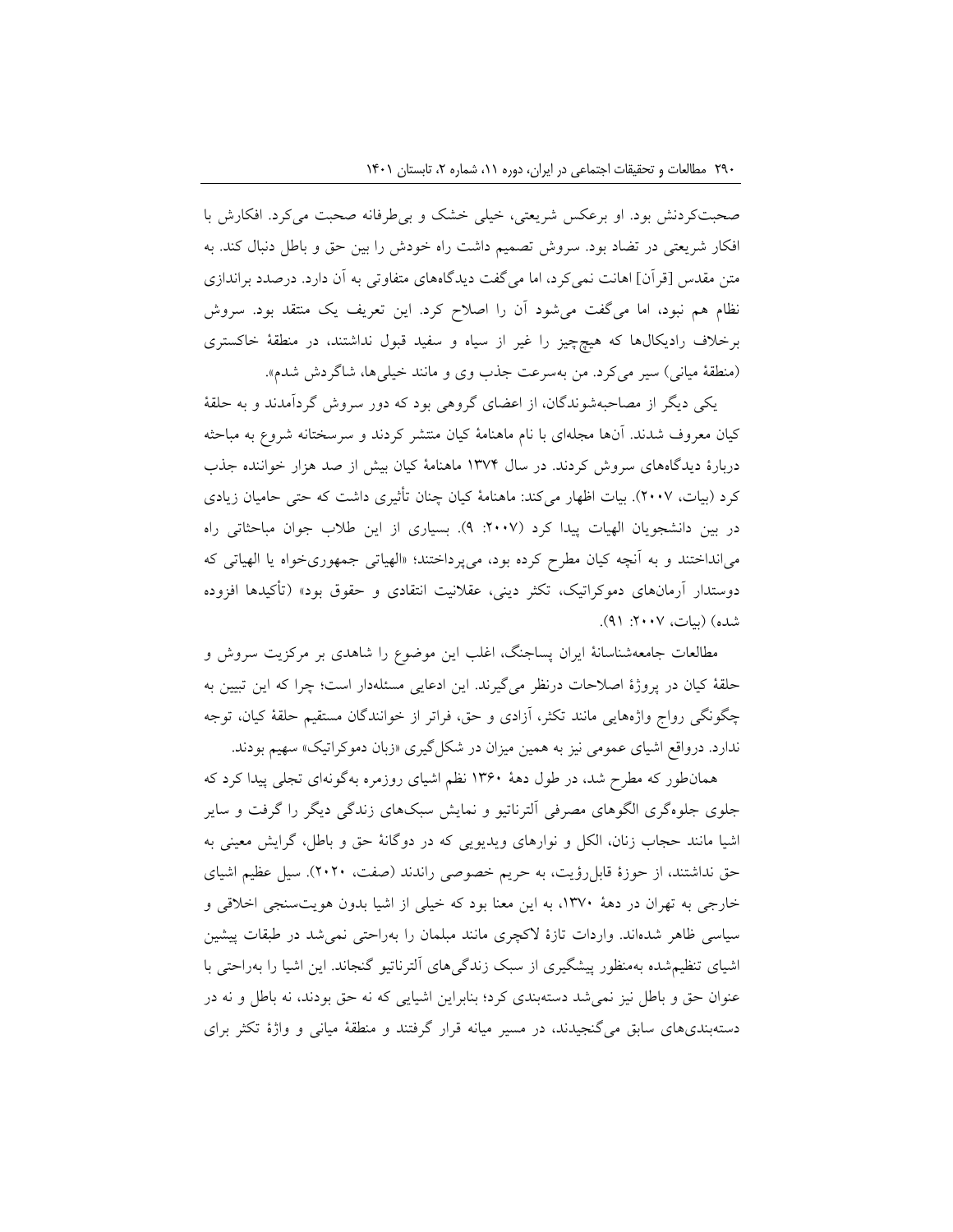صحبت‌کردنش بود. او برعکس شریعتی، خیلی خشک و بی‌طرفانه صحبت می‌کرد. افکارش با افکار شریعتی در تضاد بود. سروش تصمیم داشت راه خودش را بین حق و باطل دنبال کند. به متن مقدس [قرآن] اهانت نمی‌کرد، اما می‌گفت دیدگاه‌های متفاوتی به آن دارد. درصدد براندازی نظام هم نبود، اما می‌گفت می‌شود آن را اصلاح کرد. این تعریف یک منتقد بود. سروش برخلاف رادیکال‌ها که هیچ‌چیز را غیر از سیاه و سفید قبول نداشتند، در منطقهٔ خاکستری (منطقهٔ میانی) سیر می‌کرد. من به‌سرعت جذب وی و مانند خیلی‌ها، شاگردش شدم».

یکی دیگر از مصاحبه‌شوندگان، از اعضای گروهی بود که دور سروش گردآمدند و به حلقهٔ کیان معروف شدند. آن‌ها مجله‌ای با نام ماهنامهٔ کیان منتشر کردند و سرسختانه شروع به مباحثه دربارهٔ دیدگاه‌های سروش کردند. در سال ۱۳۷۴ ماهنامهٔ کیان بیش از صد هزار خواننده جذب کرد (بیات، ۲۰۰۷). بیات اظهار می‌کند: ماهنامهٔ کیان چنان تأثیری داشت که حتی حامیان زیادی در بین دانشجویان الهیات پیدا کرد (۲۰۰۷: ۹). بسیاری از این طلاب جوان مباحثاتی راه می‌انداختند و به آنچه کیان مطرح کرده بود، می‌پرداختند؛ «الهیاتی جمهوری‌خواه یا الهیاتی که دوستدار آرمان‌های دموکراتیک، تکثر دینی، عقلانیت انتقادی و حقوق بود» (تأکیدها افزوده شده) (بیات، ۲۰۰۷: ۹۱).

مطالعات جامعه‌شناسانهٔ ایران پساجنگ، اغلب این موضوع را شاهدی بر مرکزیت سروش و حلقهٔ کیان در پروژهٔ اصلاحات درنظر می‌گیرند. این ادعایی مسئله‌دار است؛ چرا که این تبیین به چگونگی رواج واژه‌هایی مانند تکثر، آزادی و حق، فراتر از خوانندگان مستقیم حلقهٔ کیان، توجه ندارد. درواقع اشیای عمومی نیز به همین میزان در شکل‌گیری «زبان دموکراتیک» سهیم بودند.

همان‌طور که مطرح شد، در طول دههٔ ۱۳۶۰ نظم اشیای روزمره به‌گونه‌ای تجلی پیدا کرد که جلوی جلوه‌گری الگوهای مصرفی آلترناتیو و نمایش سبک‌های زندگی دیگر را گرفت و سایر اشیا مانند حجاب زنان، الکل و نوارهای ویدیویی که در دوگانهٔ حق و باطل، گرایش معینی به حق نداشتند، از حوزهٔ قابل‌رؤیت، به حریم خصوصی راندند (صفت، ۲۰۲۰). سیل عظیم اشیای خارجی به تهران در دههٔ ۱۳۷۰، به این معنا بود که خیلی از اشیا بدون هویت‌سنجی اخلاقی و سیاسی ظاهر شده‌اند. واردات تازهٔ لاکچری مانند مبلمان را به‌راحتی نمی‌شد در طبقات پیشین اشیای تنظیم‌شده به‌منظور پیشگیری از سبک زندگی‌های آلترناتیو گنجاند. این اشیا را به‌راحتی با عنوان حق و باطل نیز نمی‌شد دسته‌بندی کرد؛ بنابراین اشیایی که نه حق بودند، نه باطل و نه در دسته‌بندی‌های سابق می‌گنجیدند، در مسیر میانه قرار گرفتند و منطقهٔ میانی و واژهٔ تکثر برای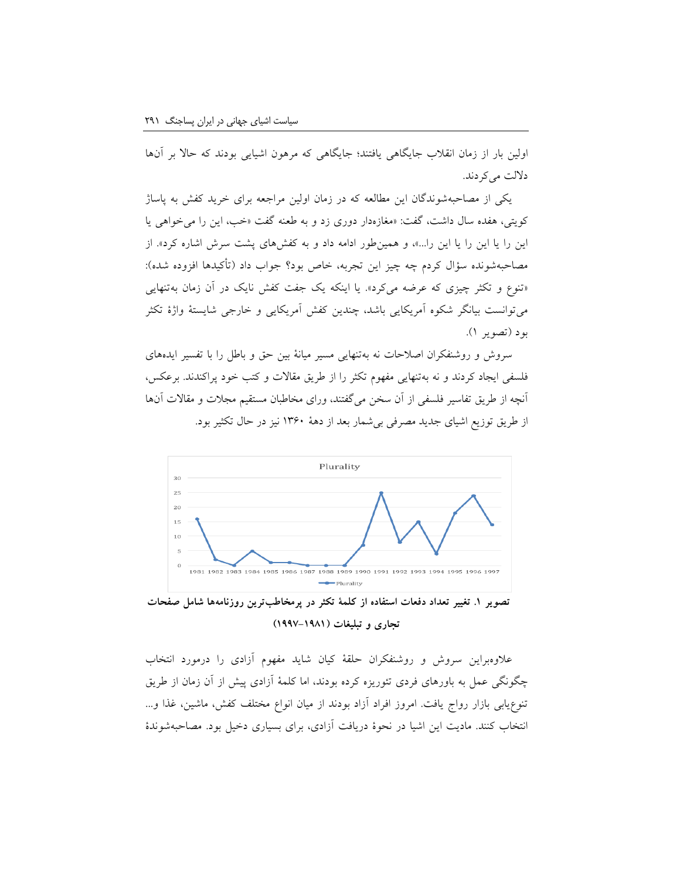اولین بار از زمان انقلاب جایگاهی یافتند؛ جایگاهی که مرهون اشیایی بودند که حالا بر آن‌ها دلالت می‌کردند.

یکی از مصاحبه‌شوندگان این مطالعه که در زمان اولین مراجعه برای خرید کفش به پاساژ کویتی، هفده سال داشت، گفت: «مغازه‌دار دوری زد و به طعنه گفت «خب، این را می‌خواهی یا این را یا این را یا این را...»، و همین‌طور ادامه داد و به کفش‌های پشت سرش اشاره کرد». از مصاحبه‌شونده سؤال کردم چه چیز این تجربه، خاص بود؟ جواب داد (تأکیدها افزوده شده): «تنوع و تکثر چیزی که عرضه می‌کرد». یا اینکه یک جفت کفش نایک در آن زمان به‌تنهایی می‌توانست بیانگر شکوه آمریکایی باشد، چندین کفش آمریکایی و خارجی شایستهٔ واژهٔ تکثر بود (تصویر ۱).

سروش و روشنفکران اصلاحات نه به‌تنهایی مسیر میانهٔ بین حق و باطل را با تفسیر ایده‌های فلسفی ایجاد کردند و نه به‌تنهایی مفهوم تکثر را از طریق مقالات و کتب خود پراکندند. برعکس، آنچه از طریق تفاسیر فلسفی از آن سخن می‌گفتند، ورای مخاطبان مستقیم مجلات و مقالات آن‌ها از طریق توزیع اشیای جدید مصرفی بی‌شمار بعد از دههٔ ۱۳۶۰ نیز در حال تکثیر بود.

**تصویر ۱. تغییر تعداد دفعات استفاده از کلمهٔ تکثر در پرمخاطب‌ترین روزنامه‌ها شامل صفحات تجاری و تبلیغات (۱۹۸۱–۱۹۹۷)**

علاوه‌براین سروش و روشنفکران حلقهٔ کیان شاید مفهوم آزادی را درمورد انتخاب چگونگی عمل به باورهای فردی تئوریزه کرده بودند، اما کلمهٔ آزادی پیش از آن زمان از طریق تنوع‌یابی بازار رواج یافت. امروز افراد آزاد بودند از میان انواع مختلف کفش، ماشین، غذا و... انتخاب کنند. مادیت این اشیا در نحوهٔ دریافت آزادی، برای بسیاری دخیل بود. مصاحبه‌شوندهٔ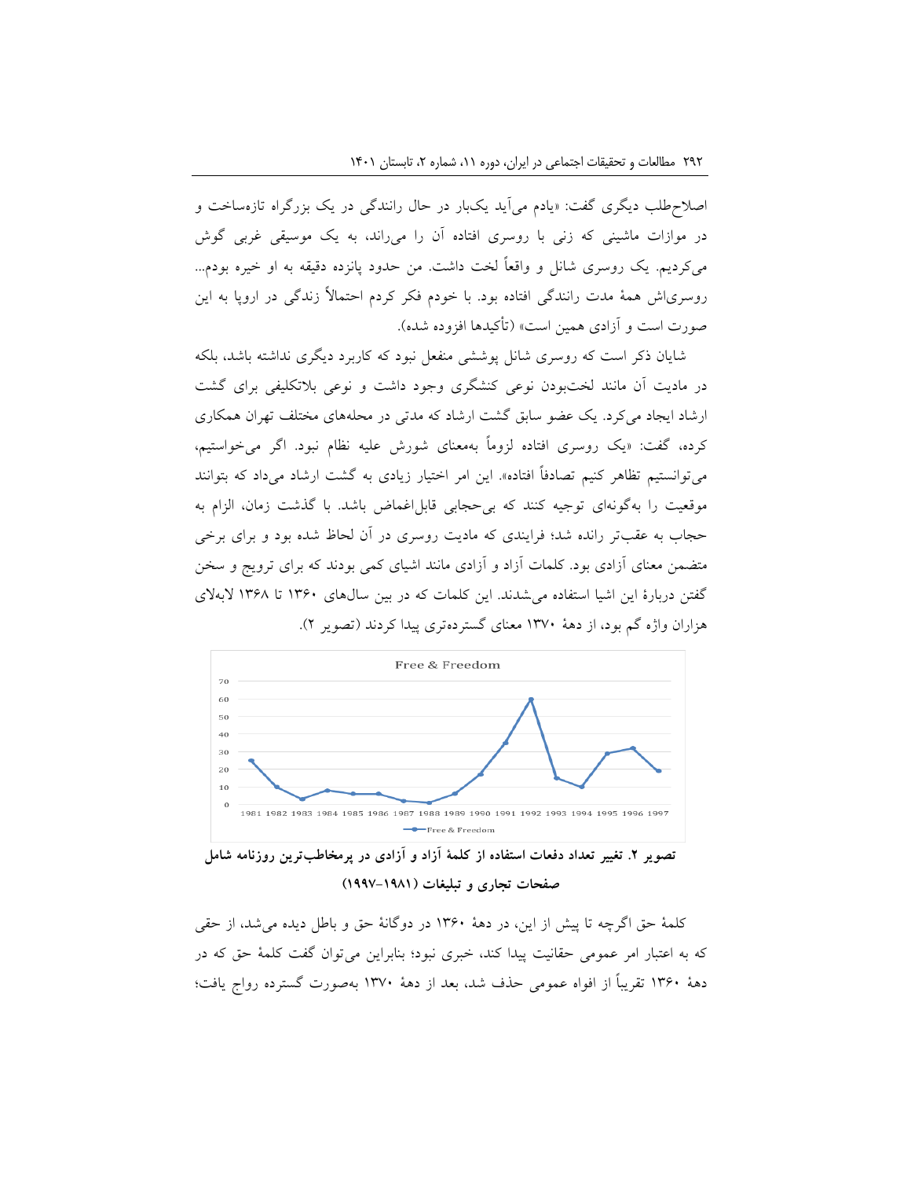اصلاح‌طلب دیگری گفت: «یادم می‌آید یک‌بار در حال رانندگی در یک بزرگراه تازه‌ساخت و در موازات ماشینی که زنی با روسری افتاده آن را می‌راند، به یک موسیقی غربی گوش می‌کردیم. یک روسری شانل و واقعاً لخت داشت. من حدود پانزده دقیقه به او خیره بودم... روسری‌اش همهٔ مدت رانندگی افتاده بود. با خودم فکر کردم احتمالاً زندگی در اروپا به این صورت است و آزادی همین است» (تأکیدها افزوده شده).

شایان ذکر است که روسری شانل پوششی منفعل نبود که کاربرد دیگری نداشته باشد، بلکه در مادیت آن مانند لخت‌بودن نوعی کنشگری وجود داشت و نوعی بلاتکلیفی برای گشت ارشاد ایجاد می‌کرد. یک عضو سابق گشت ارشاد که مدتی در محله‌های مختلف تهران همکاری کرده، گفت: «یک روسری افتاده لزوماً به‌معنای شورش علیه نظام نبود. اگر می‌خواستیم، می‌توانستیم تظاهر کنیم تصادفاً افتاده». این امر اختیار زیادی به گشت ارشاد می‌داد که بتوانند موقعیت را به‌گونه‌ای توجیه کنند که بی‌حجابی قابل‌اغماض باشد. با گذشت زمان، الزام به حجاب به عقب‌تر رانده شد؛ فرایندی که مادیت روسری در آن لحاظ شده بود و برای برخی متضمن معنای آزادی بود. کلمات آزاد و آزادی مانند اشیای کمی بودند که برای ترویج و سخن گفتن دربارهٔ این اشیا استفاده می‌شدند. این کلمات که در بین سال‌های ۱۳۶۰ تا ۱۳۶۸ لابه‌لای هزاران واژه گم بود، از دههٔ ۱۳۷۰ معنای گسترده‌تری پیدا کردند (تصویر ۲).

**تصویر ۲. تغییر تعداد دفعات استفاده از کلمهٔ آزاد و آزادی در پرمخاطب‌ترین روزنامه شامل صفحات تجاری و تبلیغات (۱۹۸۱–۱۹۹۷)**

کلمهٔ حق اگرچه تا پیش از این، در دههٔ ۱۳۶۰ در دوگانهٔ حق و باطل دیده می‌شد، از حقی که به اعتبار امر عمومی حقانیت پیدا کند، خبری نبود؛ بنابراین می‌توان گفت کلمهٔ حق که در دههٔ ۱۳۶۰ تقریباً از افواه عمومی حذف شد، بعد از دههٔ ۱۳۷۰ به‌صورت گسترده رواج یافت؛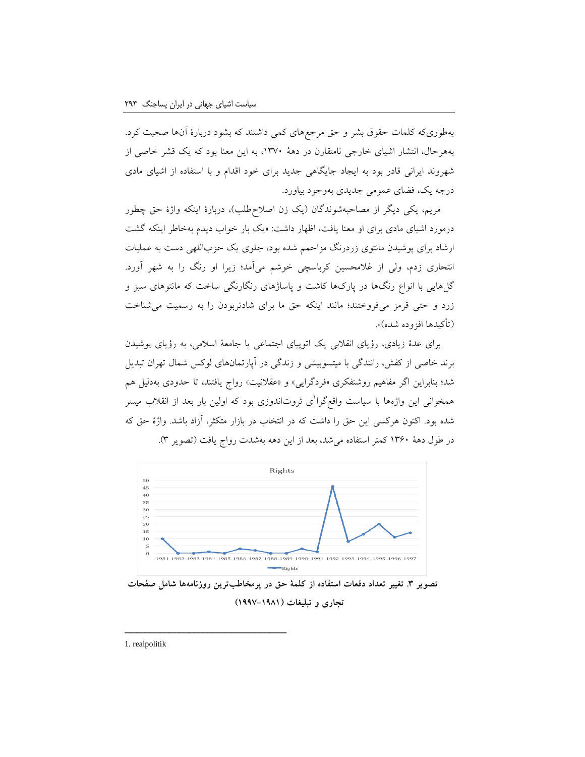به‌طوری‌که کلمات حقوق بشر و حق مرجع‌های کمی داشتند که بشود دربارهٔ آن‌ها صحبت کرد. به‌هرحال، انتشار اشیای خارجی نامتقارن در دههٔ ۱۳۷۰، به این معنا بود که یک قشر خاصی از شهروند ایرانی قادر بود به ایجاد جایگاهی جدید برای خود اقدام و با استفاده از اشیای مادی درجه یک، فضای عمومی جدیدی به‌وجود بیاورد.

مریم، یکی دیگر از مصاحبه‌شوندگان (یک زن اصلاح‌طلب)، دربارهٔ اینکه واژهٔ حق چطور درمورد اشیای مادی برای او معنا یافت، اظهار داشت: «یک بار خواب دیدم به‌خاطر اینکه گشت ارشاد برای پوشیدن مانتوی زردرنگ مزاحمم شده بود، جلوی یک حزب‌اللهی دست به عملیات انتحاری زدم، ولی از غلامحسین کرباسچی خوشم می‌آمد؛ زیرا او رنگ را به شهر آورد. گل‌هایی با انواع رنگ‌ها در پارک‌ها کاشت و پاساژهای رنگارنگی ساخت که مانتوهای سبز و زرد و حتی قرمز می‌فروختند؛ مانند اینکه حق ما برای شادتربودن را به رسمیت می‌شناخت (تأکیدها افزوده شده)».

برای عدهٔ زیادی، رؤیای انقلابی یک اتوپیای اجتماعی یا جامعهٔ اسلامی، به رؤیای پوشیدن برند خاصی از کفش، رانندگی با میتسوبیشی و زندگی در آپارتمان‌های لوکس شمال تهران تبدیل شد؛ بنابراین اگر مفاهیم روشنفکری «فردگرایی» و «عقلانیت» رواج یافتند، تا حدودی به‌دلیل هم همخوانی این واژه‌ها با سیاست واقع‌گرا[1]ی ثروت‌اندوزی بود که اولین بار بعد از انقلاب میسر شده بود. اکنون هرکسی این حق را داشت که در انتخاب در بازار متکثر، آزاد باشد. واژهٔ حق که در طول دههٔ ۱۳۶۰ کمتر استفاده می‌شد، بعد از این دهه به‌شدت رواج یافت (تصویر ۳).

**تصویر ۳. تغییر تعداد دفعات استفاده از کلمهٔ حق در پرمخاطب‌ترین روزنامه‌ها شامل صفحات تجاری و تبلیغات (۱۹۸۱–۱۹۹۷)**

---

1. realpolitik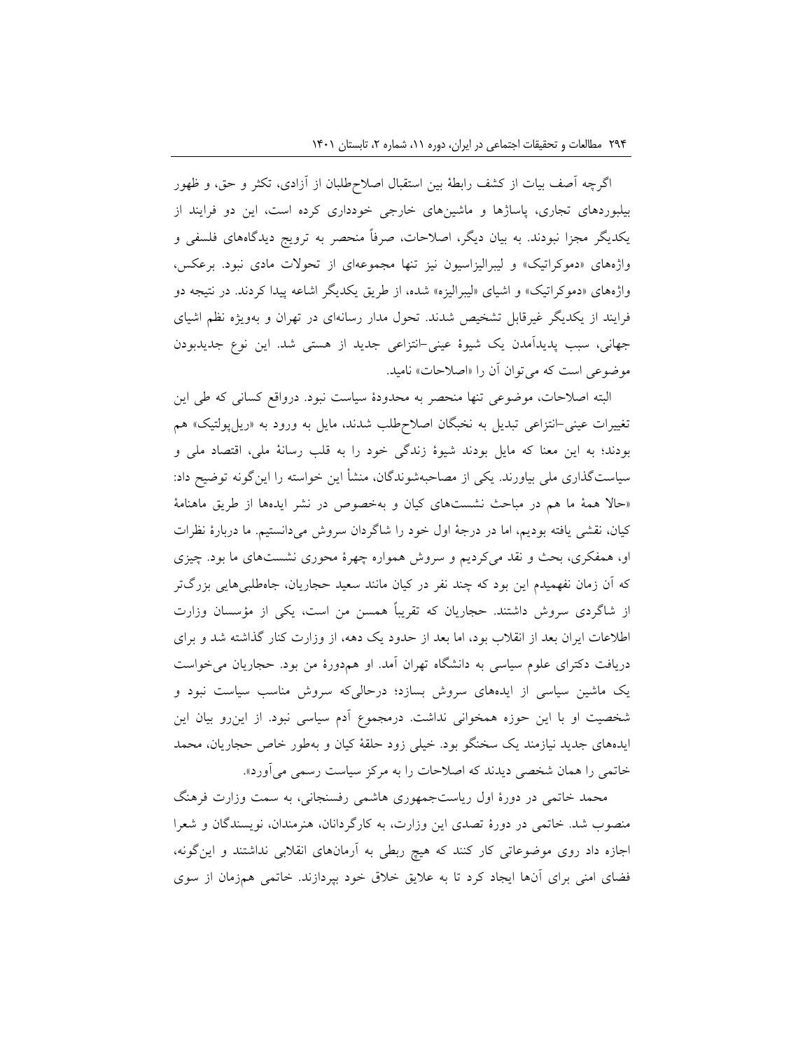اگرچه آصف بیات از کشف رابطهٔ بین استقبال اصلاح‌طلبان از آزادی، تکثر و حق، و ظهور بیلبوردهای تجاری، پاساژها و ماشین‌های خارجی خودداری کرده است، این دو فرایند از یکدیگر مجزا نبودند. به بیان دیگر، اصلاحات، صرفاً منحصر به ترویج دیدگاه‌های فلسفی و واژه‌های «دموکراتیک» و لیبرالیزاسیون نیز تنها مجموعه‌ای از تحولات مادی نبود. برعکس، واژه‌های «دموکراتیک» و اشیای «لیبرالیزه» شده، از طریق یکدیگر اشاعه پیدا کردند. در نتیجه دو فرایند از یکدیگر غیرقابل تشخیص شدند. تحول مدار رسانه‌ای در تهران و به‌ویژه نظم اشیای جهانی، سبب پدیدآمدن یک شیوهٔ عینی–انتزاعی جدید از هستی شد. این نوع جدیدبودن موضوعی است که می‌توان آن را «اصلاحات» نامید.

البته اصلاحات، موضوعی تنها منحصر به محدودهٔ سیاست نبود. درواقع کسانی که طی این تغییرات عینی–انتزاعی تبدیل به نخبگان اصلاح‌طلب شدند، مایل به ورود به «ریل‌پولتیک» هم بودند؛ به این معنا که مایل بودند شیوهٔ زندگی خود را به قلب رسانهٔ ملی، اقتصاد ملی و سیاست‌گذاری ملی بیاورند. یکی از مصاحبه‌شوندگان، منشأ این خواسته را این‌گونه توضیح داد: «حالا همهٔ ما هم در مباحث نشست‌های کیان و به‌خصوص در نشر ایده‌ها از طریق ماهنامهٔ کیان، نقشی یافته بودیم، اما در درجهٔ اول خود را شاگردان سروش می‌دانستیم. ما دربارهٔ نظرات او، همفکری، بحث و نقد می‌کردیم و سروش همواره چهرهٔ محوری نشست‌های ما بود. چیزی که آن زمان نفهمیدم این بود که چند نفر در کیان مانند سعید حجاریان، جاه‌طلبی‌هایی بزرگ‌تر از شاگردی سروش داشتند. حجاریان که تقریباً همسن من است، یکی از مؤسسان وزارت اطلاعات ایران بعد از انقلاب بود، اما بعد از حدود یک دهه، از وزارت کنار گذاشته شد و برای دریافت دکترای علوم سیاسی به دانشگاه تهران آمد. او هم‌دورهٔ من بود. حجاریان می‌خواست یک ماشین سیاسی از ایده‌های سروش بسازد؛ درحالی‌که سروش مناسب سیاست نبود و شخصیت او با این حوزه همخوانی نداشت. درمجموع آدم سیاسی نبود. از این‌رو بیان این ایده‌های جدید نیازمند یک سخنگو بود. خیلی زود حلقهٔ کیان و به‌طور خاص حجاریان، محمد خاتمی را همان شخصی دیدند که اصلاحات را به مرکز سیاست رسمی می‌آورد».

محمد خاتمی در دورهٔ اول ریاست‌جمهوری هاشمی رفسنجانی، به سمت وزارت فرهنگ منصوب شد. خاتمی در دورهٔ تصدی این وزارت، به کارگردانان، هنرمندان، نویسندگان و شعرا اجازه داد روی موضوعاتی کار کنند که هیچ ربطی به آرمان‌های انقلابی نداشتند و این‌گونه، فضای امنی برای آن‌ها ایجاد کرد تا به علایق خلاق خود بپردازند. خاتمی هم‌زمان از سوی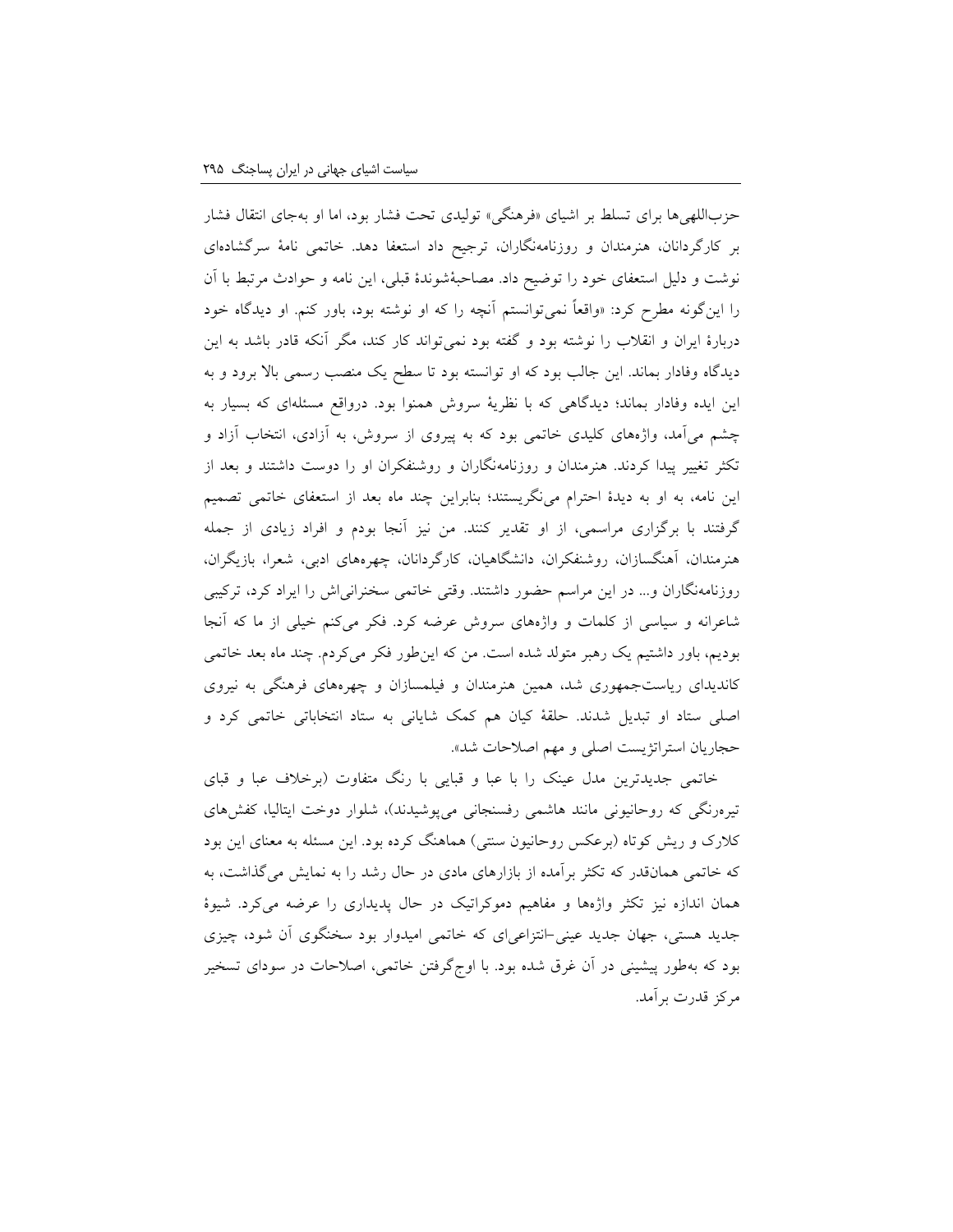حزب‌اللهی‌ها برای تسلط بر اشیای «فرهنگی» تولیدی تحت فشار بود، اما او به‌جای انتقال فشار بر کارگردانان، هنرمندان و روزنامه‌نگاران، ترجیح داد استعفا دهد. خاتمی نامهٔ سرگشاده‌ای نوشت و دلیل استعفای خود را توضیح داد. مصاحبه‌شوندهٔ قبلی، این نامه و حوادث مرتبط با آن را این‌گونه مطرح کرد: «واقعاً نمی‌توانستم آنچه را که او نوشته بود، باور کنم. او دیدگاه خود دربارهٔ ایران و انقلاب را نوشته بود و گفته بود نمی‌تواند کار کند، مگر آنکه قادر باشد به این دیدگاه وفادار بماند. این جالب بود که او توانسته بود تا سطح یک منصب رسمی بالا برود و به این ایده وفادار بماند؛ دیدگاهی که با نظریهٔ سروش همنوا بود. درواقع مسئله‌ای که بسیار به چشم می‌آمد، واژه‌های کلیدی خاتمی بود که به پیروی از سروش، به آزادی، انتخاب آزاد و تکثر تغییر پیدا کردند. هنرمندان و روزنامه‌نگاران و روشنفکران او را دوست داشتند و بعد از این نامه، به او به دیدهٔ احترام می‌نگریستند؛ بنابراین چند ماه بعد از استعفای خاتمی تصمیم گرفتند با برگزاری مراسمی، از او تقدیر کنند. من نیز آنجا بودم و افراد زیادی از جمله هنرمندان، آهنگسازان، روشنفکران، دانشگاهیان، کارگردانان، چهره‌های ادبی، شعرا، بازیگران، روزنامه‌نگاران و... در این مراسم حضور داشتند. وقتی خاتمی سخنرانی‌اش را ایراد کرد، ترکیبی شاعرانه و سیاسی از کلمات و واژه‌های سروش عرضه کرد. فکر می‌کنم خیلی از ما که آنجا بودیم، باور داشتیم یک رهبر متولد شده است. من که این‌طور فکر می‌کردم. چند ماه بعد خاتمی کاندیدای ریاست‌جمهوری شد، همین هنرمندان و فیلمسازان و چهره‌های فرهنگی به نیروی اصلی ستاد او تبدیل شدند. حلقهٔ کیان هم کمک شایانی به ستاد انتخاباتی خاتمی کرد و حجاریان استراتژیست اصلی و مهم اصلاحات شد».

خاتمی جدیدترین مدل عینک را با عبا و قبایی با رنگ متفاوت (برخلاف عبا و قبای تیره‌رنگی که روحانیونی مانند هاشمی رفسنجانی می‌پوشیدند)، شلوار دوخت ایتالیا، کفش‌های کلارک و ریش کوتاه (برعکس روحانیون سنتی) هماهنگ کرده بود. این مسئله به معنای این بود که خاتمی همان‌قدر که تکثر برآمده از بازارهای مادی در حال رشد را به نمایش می‌گذاشت، به همان اندازه نیز تکثر واژه‌ها و مفاهیم دموکراتیک در حال پدیداری را عرضه می‌کرد. شیوهٔ جدید هستی، جهان جدید عینی-انتزاعی‌ای که خاتمی امیدوار بود سخنگوی آن شود، چیزی بود که به‌طور پیشینی در آن غرق شده بود. با اوج‌گرفتن خاتمی، اصلاحات در سودای تسخیر مرکز قدرت برآمد.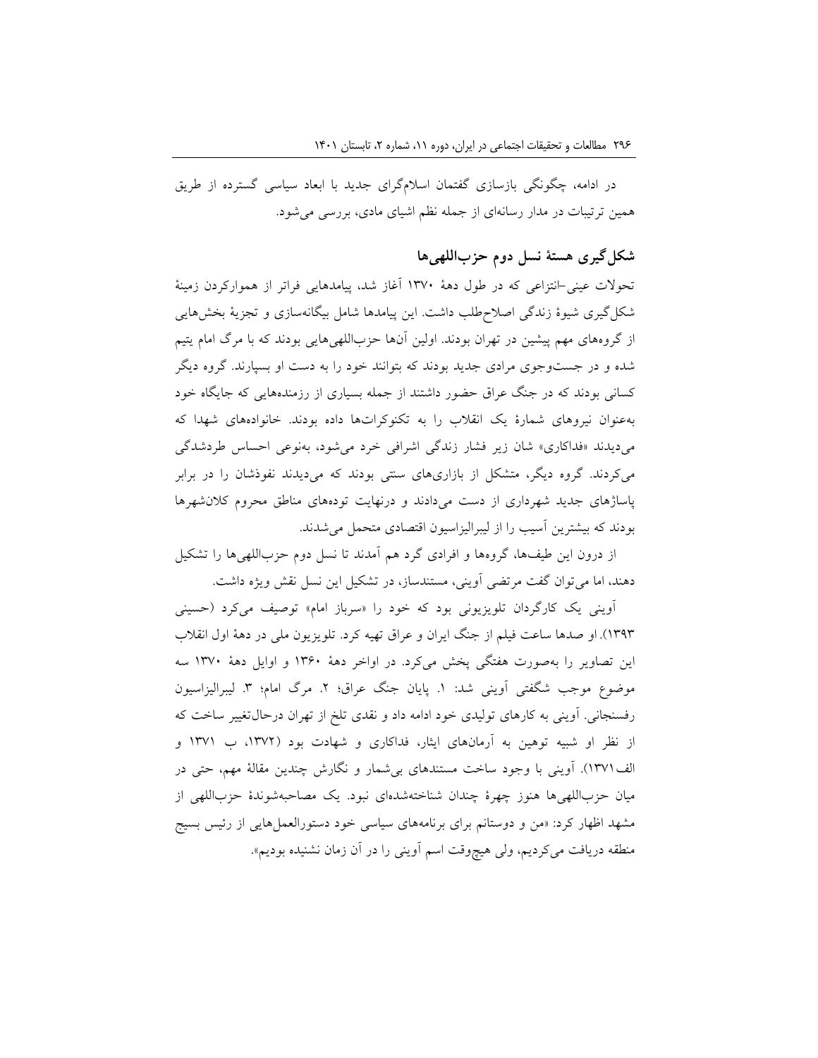در ادامه، چگونگی بازسازی گفتمان اسلام‌گرای جدید با ابعاد سیاسی گسترده از طریق همین ترتیبات در مدار رسانه‌ای از جمله نظم اشیای مادی، بررسی می‌شود.

## شکل‌گیری هستهٔ نسل دوم حزب‌اللهی‌ها

تحولات عینی-انتزاعی که در طول دههٔ ۱۳۷۰ آغاز شد، پیامدهایی فراتر از هموارکردن زمینهٔ شکل‌گیری شیوهٔ زندگی اصلاح‌طلب داشت. این پیامدها شامل بیگانه‌سازی و تجزیهٔ بخش‌هایی از گروه‌های مهم پیشین در تهران بودند. اولین آنها حزب‌اللهی‌هایی بودند که با مرگ امام یتیم شده و در جست‌وجوی مرادی جدید بودند که بتوانند خود را به دست او بسپارند. گروه دیگر کسانی بودند که در جنگ عراق حضور داشتند از جمله بسیاری از رزمنده‌هایی که جایگاه خود به‌عنوان نیروهای شمارهٔ یک انقلاب را به تکنوکرات‌ها داده بودند. خانواده‌های شهدا که می‌دیدند «فداکاری» شان زیر فشار زندگی اشرافی خرد می‌شود، به‌نوعی احساس طردشدگی می‌کردند. گروه دیگر، متشکل از بازاری‌های سنتی بودند که می‌دیدند نفوذشان را در برابر پاساژهای جدید شهرداری از دست می‌دادند و درنهایت توده‌های مناطق محروم کلان‌شهرها بودند که بیشترین آسیب را از لیبرالیزاسیون اقتصادی متحمل می‌شدند.

از درون این طیف‌ها، گروه‌ها و افرادی گرد هم آمدند تا نسل دوم حزب‌اللهی‌ها را تشکیل دهند، اما می‌توان گفت مرتضی آوینی، مستندساز، در تشکیل این نسل نقش ویژه داشت.

آوینی یک کارگردان تلویزیونی بود که خود را «سرباز امام» توصیف می‌کرد (حسینی ۱۳۹۳). او صدها ساعت فیلم از جنگ ایران و عراق تهیه کرد. تلویزیون ملی در دههٔ اول انقلاب این تصاویر را به‌صورت هفتگی پخش می‌کرد. در اواخر دههٔ ۱۳۶۰ و اوایل دههٔ ۱۳۷۰ سه موضوع موجب شگفتی آوینی شد: ۱. پایان جنگ عراق؛ ۲. مرگ امام؛ ۳. لیبرالیزاسیون رفسنجانی. آوینی به کارهای تولیدی خود ادامه داد و نقدی تلخ از تهران درحال‌تغییر ساخت که از نظر او شبیه توهین به آرمان‌های ایثار، فداکاری و شهادت بود (۱۳۷۲، ب ۱۳۷۱ و الف۱۳۷۱). آوینی با وجود ساخت مستندهای بی‌شمار و نگارش چندین مقالهٔ مهم، حتی در میان حزب‌اللهی‌ها هنوز چهرهٔ چندان شناخته‌شده‌ای نبود. یک مصاحبه‌شوندهٔ حزب‌اللهی از مشهد اظهار کرد: «من و دوستانم برای برنامه‌های سیاسی خود دستورالعمل‌هایی از رئیس بسیج منطقه دریافت می‌کردیم، ولی هیچ‌وقت اسم آوینی را در آن زمان نشنیده بودیم».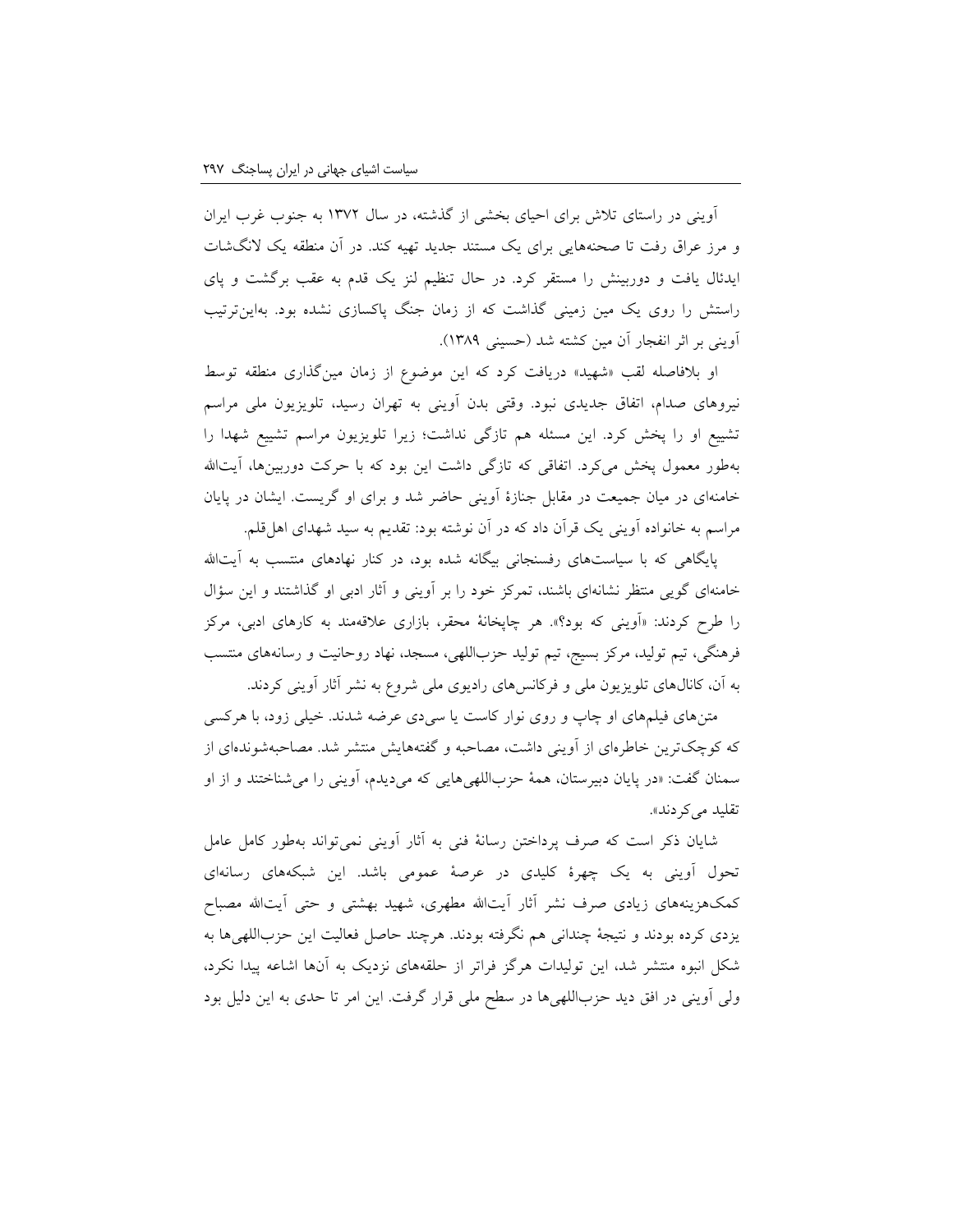آوینی در راستای تلاش برای احیای بخشی از گذشته، در سال ۱۳۷۲ به جنوب غرب ایران و مرز عراق رفت تا صحنه‌هایی برای یک مستند جدید تهیه کند. در آن منطقه یک لانگ‌شات ایدئال یافت و دوربینش را مستقر کرد. در حال تنظیم لنز یک قدم به عقب برگشت و پای راستش را روی یک مین زمینی گذاشت که از زمان جنگ پاکسازی نشده بود. به‌این‌ترتیب آوینی بر اثر انفجار آن مین کشته شد (حسینی ۱۳۸۹).

او بلافاصله لقب «شهید» دریافت کرد که این موضوع از زمان مین‌گذاری منطقه توسط نیروهای صدام، اتفاق جدیدی نبود. وقتی بدن آوینی به تهران رسید، تلویزیون ملی مراسم تشییع او را پخش کرد. این مسئله هم تازگی نداشت؛ زیرا تلویزیون مراسم تشییع شهدا را به‌طور معمول پخش می‌کرد. اتفاقی که تازگی داشت این بود که با حرکت دوربین‌ها، آیت‌الله خامنه‌ای در میان جمیعت در مقابل جنازهٔ آوینی حاضر شد و برای او گریست. ایشان در پایان مراسم به خانواده آوینی یک قرآن داد که در آن نوشته بود: تقدیم به سید شهدای اهل‌قلم.

پایگاهی که با سیاست‌های رفسنجانی بیگانه شده بود، در کنار نهادهای منتسب به آیت‌الله خامنه‌ای گویی منتظر نشانه‌ای باشند، تمرکز خود را بر آوینی و آثار ادبی او گذاشتند و این سؤال را طرح کردند: «آوینی که بود؟». هر چاپخانهٔ محقر، بازاری علاقه‌مند به کارهای ادبی، مرکز فرهنگی، تیم تولید، مرکز بسیج، تیم تولید حزب‌اللهی، مسجد، نهاد روحانیت و رسانه‌های منتسب به آن، کانال‌های تلویزیون ملی و فرکانس‌های رادیوی ملی شروع به نشر آثار آوینی کردند.

متن‌های فیلم‌های او چاپ و روی نوار کاست یا سی‌دی عرضه شدند. خیلی زود، با هرکسی که کوچک‌ترین خاطره‌ای از آوینی داشت، مصاحبه و گفته‌هایش منتشر شد. مصاحبه‌شونده‌ای از سمنان گفت: «در پایان دبیرستان، همهٔ حزب‌اللهی‌هایی که می‌دیدم، آوینی را می‌شناختند و از او تقلید می‌کردند».

شایان ذکر است که صرف پرداختن رسانهٔ فنی به آثار آوینی نمی‌تواند به‌طور کامل عامل تحول آوینی به یک چهرهٔ کلیدی در عرصهٔ عمومی باشد. این شبکه‌های رسانه‌ای کمک‌هزینه‌های زیادی صرف نشر آثار آیت‌الله مطهری، شهید بهشتی و حتی آیت‌الله مصباح یزدی کرده بودند و نتیجهٔ چندانی هم نگرفته بودند. هرچند حاصل فعالیت این حزب‌اللهی‌ها به شکل انبوه منتشر شد، این تولیدات هرگز فراتر از حلقه‌های نزدیک به آن‌ها اشاعه پیدا نکرد، ولی آوینی در افق دید حزب‌اللهی‌ها در سطح ملی قرار گرفت. این امر تا حدی به این دلیل بود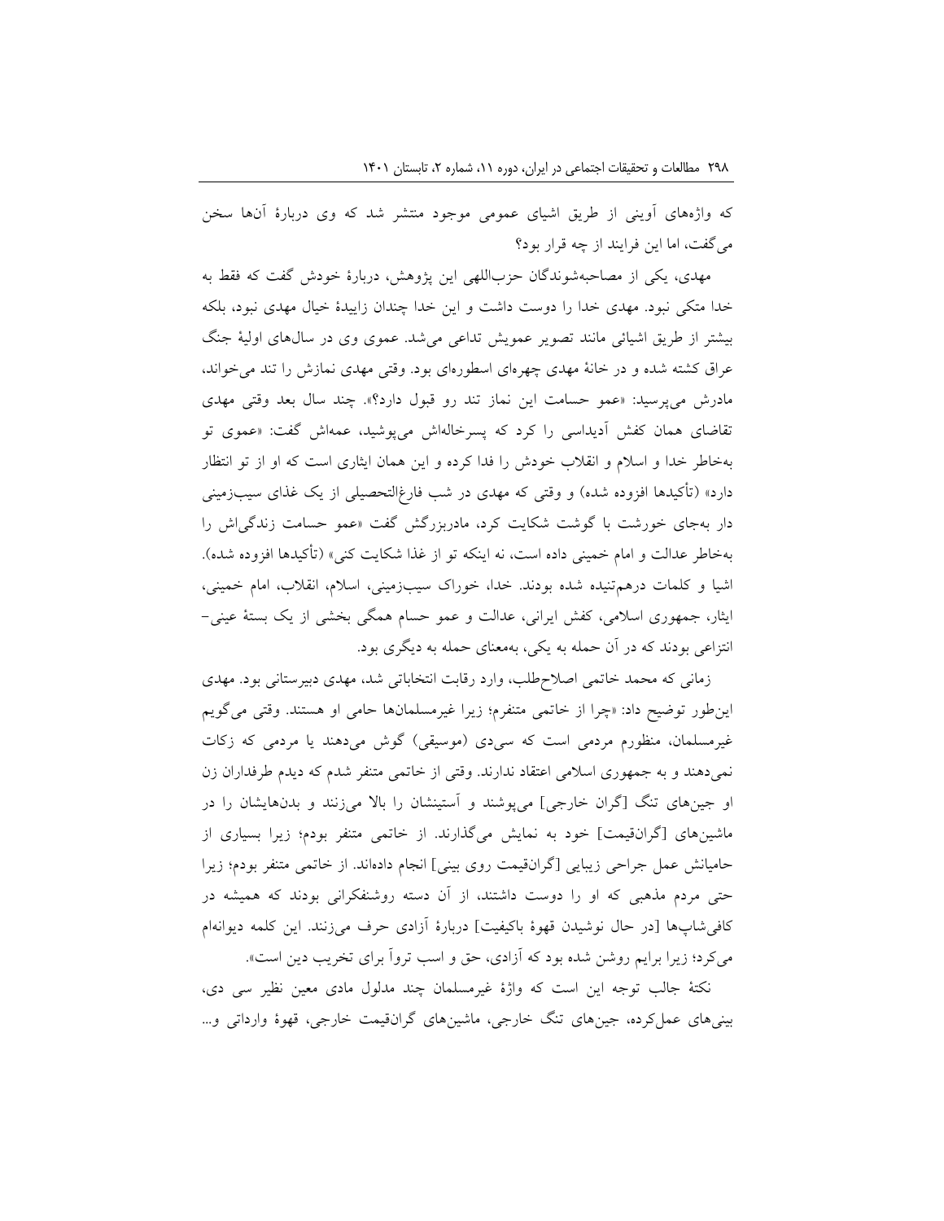که واژه‌های آوینی از طریق اشیای عمومی موجود منتشر شد که وی دربارهٔ آن‌ها سخن می‌گفت، اما این فرایند از چه قرار بود؟

مهدی، یکی از مصاحبه‌شوندگان حزب‌اللهی این پژوهش، دربارهٔ خودش گفت که فقط به خدا متکی نبود. مهدی خدا را دوست داشت و این خدا چندان زاییدهٔ خیال مهدی نبود، بلکه بیشتر از طریق اشیائی مانند تصویر عمویش تداعی می‌شد. عموی وی در سال‌های اولیهٔ جنگ عراق کشته شده و در خانهٔ مهدی چهره‌ای اسطوره‌ای بود. وقتی مهدی نمازش را تند می‌خواند، مادرش می‌پرسید: «عمو حسامت این نماز تند رو قبول داره؟». چند سال بعد وقتی مهدی تقاضای همان کفش آدیداسی را کرد که پسرخاله‌اش می‌پوشید، عمه‌اش گفت: «عموی تو به‌خاطر خدا و اسلام و انقلاب خودش را فدا کرده و این همان ایثاری است که او از تو انتظار دارد» (تأکیدها افزوده شده) و وقتی که مهدی در شب فارغ‌التحصیلی از یک غذای سیب‌زمینی دار به‌جای خورشت با گوشت شکایت کرد، مادربزرگش گفت «عمو حسامت زندگی‌اش را به‌خاطر عدالت و امام خمینی داده است، نه اینکه تو از غذا شکایت کنی» (تأکیدها افزوده شده). اشیا و کلمات درهم‌تنیده شده بودند. خدا، خوراک سیب‌زمینی، اسلام، انقلاب، امام خمینی، ایثار، جمهوری اسلامی، کفش ایرانی، عدالت و عمو حسام همگی بخشی از یک بستهٔ عینی-انتزاعی بودند که در آن حمله به یکی، به‌معنای حمله به دیگری بود.

زمانی که محمد خاتمی اصلاح‌طلب، وارد رقابت انتخاباتی شد، مهدی دبیرستانی بود. مهدی این‌طور توضیح داد: «چرا از خاتمی متنفرم؛ زیرا غیرمسلمان‌ها حامی او هستند. وقتی می‌گویم غیرمسلمان، منظورم مردمی است که سی‌دی (موسیقی) گوش می‌دهند یا مردمی که زکات نمی‌دهند و به جمهوری اسلامی اعتقاد ندارند. وقتی از خاتمی متنفر شدم که دیدم طرفداران زن او جین‌های تنگ [گران خارجی] می‌پوشند و آستینشان را بالا می‌زنند و بدن‌هایشان را در ماشین‌های [گران‌قیمت] خود به نمایش می‌گذارند. از خاتمی متنفر بودم؛ زیرا بسیاری از حامیانش عمل جراحی زیبایی [گران‌قیمت روی بینی] انجام داده‌اند. از خاتمی متنفر بودم؛ زیرا حتی مردم مذهبی که او را دوست داشتند، از آن دسته روشنفکرانی بودند که همیشه در کافی‌شاپ‌ها [در حال نوشیدن قهوهٔ باکیفیت] دربارهٔ آزادی حرف می‌زنند. این کلمه دیوانه‌ام می‌کرد؛ زیرا برایم روشن شده بود که آزادی، حق و اسب تروآ برای تخریب دین است».

نکتهٔ جالب توجه این است که واژهٔ غیرمسلمان چند مدلول مادی معین نظیر سی دی، بینی‌های عمل‌کرده، جین‌های تنگ خارجی، ماشین‌های گران‌قیمت خارجی، قهوهٔ وارداتی و...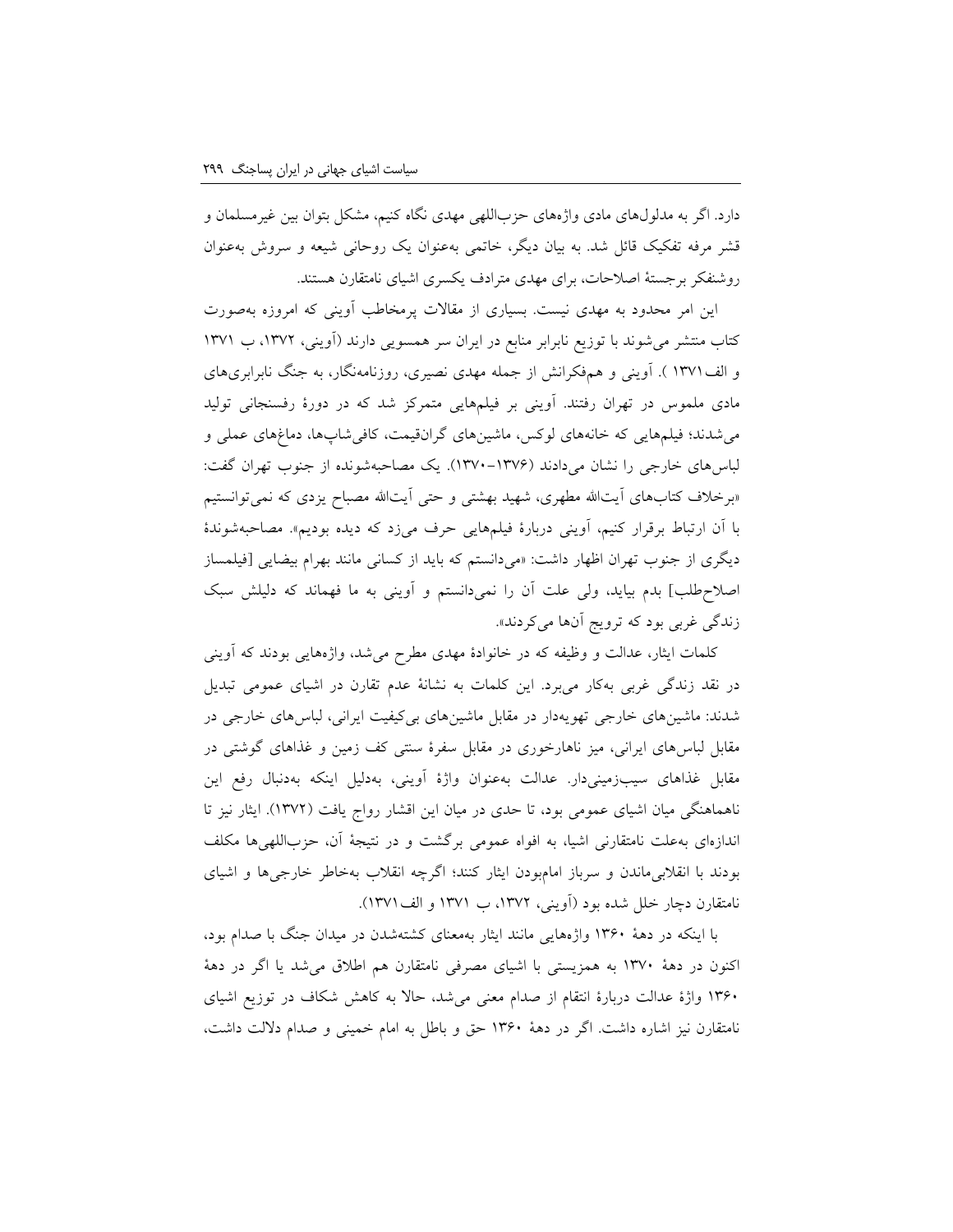دارد. اگر به مدلول‌های مادی واژه‌های حزب‌اللهی مهدی نگاه کنیم، مشکل بتوان بین غیرمسلمان و قشر مرفه تفکیک قائل شد. به بیان دیگر، خاتمی به‌عنوان یک روحانی شیعه و سروش به‌عنوان روشنفکر برجستهٔ اصلاحات، برای مهدی مترادف یکسری اشیای نامتقارن هستند.

این امر محدود به مهدی نیست. بسیاری از مقالات پرمخاطب آوینی که امروزه به‌صورت کتاب منتشر می‌شوند با توزیع نابرابر منابع در ایران سر همسویی دارند (آوینی، ۱۳۷۲، ب ۱۳۷۱ و الف ۱۳۷۱ ). آوینی و هم‌فکرانش از جمله مهدی نصیری، روزنامه‌نگار، به جنگ نابرابری‌های مادی ملموس در تهران رفتند. آوینی بر فیلم‌هایی متمرکز شد که در دورهٔ رفسنجانی تولید می‌شدند؛ فیلم‌هایی که خانه‌های لوکس، ماشین‌های گران‌قیمت، کافی‌شاپ‌ها، دماغ‌های عملی و لباس‌های خارجی را نشان می‌دادند (۱۳۷۶–۱۳۷۰). یک مصاحبه‌شونده از جنوب تهران گفت: «برخلاف کتاب‌های آیت‌الله مطهری، شهید بهشتی و حتی آیت‌الله مصباح یزدی که نمی‌توانستیم با آن ارتباط برقرار کنیم، آوینی دربارهٔ فیلم‌هایی حرف می‌زد که دیده بودیم». مصاحبه‌شوندهٔ دیگری از جنوب تهران اظهار داشت: «می‌دانستم که باید از کسانی مانند بهرام بیضایی [فیلمساز اصلاح‌طلب] بدم بیاید، ولی علت آن را نمی‌دانستم و آوینی به ما فهماند که دلیلش سبک زندگی غربی بود که ترویج آن‌ها می‌کردند».

کلمات ایثار، عدالت و وظیفه که در خانوادهٔ مهدی مطرح می‌شد، واژه‌هایی بودند که آوینی در نقد زندگی غربی به‌کار می‌برد. این کلمات به نشانهٔ عدم تقارن در اشیای عمومی تبدیل شدند: ماشین‌های خارجی تهویه‌دار در مقابل ماشین‌های بی‌کیفیت ایرانی، لباس‌های خارجی در مقابل لباس‌های ایرانی، میز ناهارخوری در مقابل سفرهٔ سنتی کف زمین و غذاهای گوشتی در مقابل غذاهای سیب‌زمینی‌دار. عدالت به‌عنوان واژهٔ آوینی، به‌دلیل اینکه به‌دنبال رفع این ناهماهنگی میان اشیای عمومی بود، تا حدی در میان این اقشار رواج یافت (۱۳۷۲). ایثار نیز تا اندازه‌ای به‌علت نامتقارنی اشیا، به افواه عمومی برگشت و در نتیجهٔ آن، حزب‌اللهی‌ها مکلف بودند با انقلابی‌ماندن و سرباز امام‌بودن ایثار کنند؛ اگرچه انقلاب به‌خاطر خارجی‌ها و اشیای نامتقارن دچار خلل شده بود (آوینی، ۱۳۷۲، ب ۱۳۷۱ و الف ۱۳۷۱).

با اینکه در دههٔ ۱۳۶۰ واژه‌هایی مانند ایثار به‌معنای کشته‌شدن در میدان جنگ با صدام بود، اکنون در دههٔ ۱۳۷۰ به همزیستی با اشیای مصرفی نامتقارن هم اطلاق می‌شد یا اگر در دههٔ ۱۳۶۰ واژهٔ عدالت دربارهٔ انتقام از صدام معنی می‌شد، حالا به کاهش شکاف در توزیع اشیای نامتقارن نیز اشاره داشت. اگر در دههٔ ۱۳۶۰ حق و باطل به امام خمینی و صدام دلالت داشت،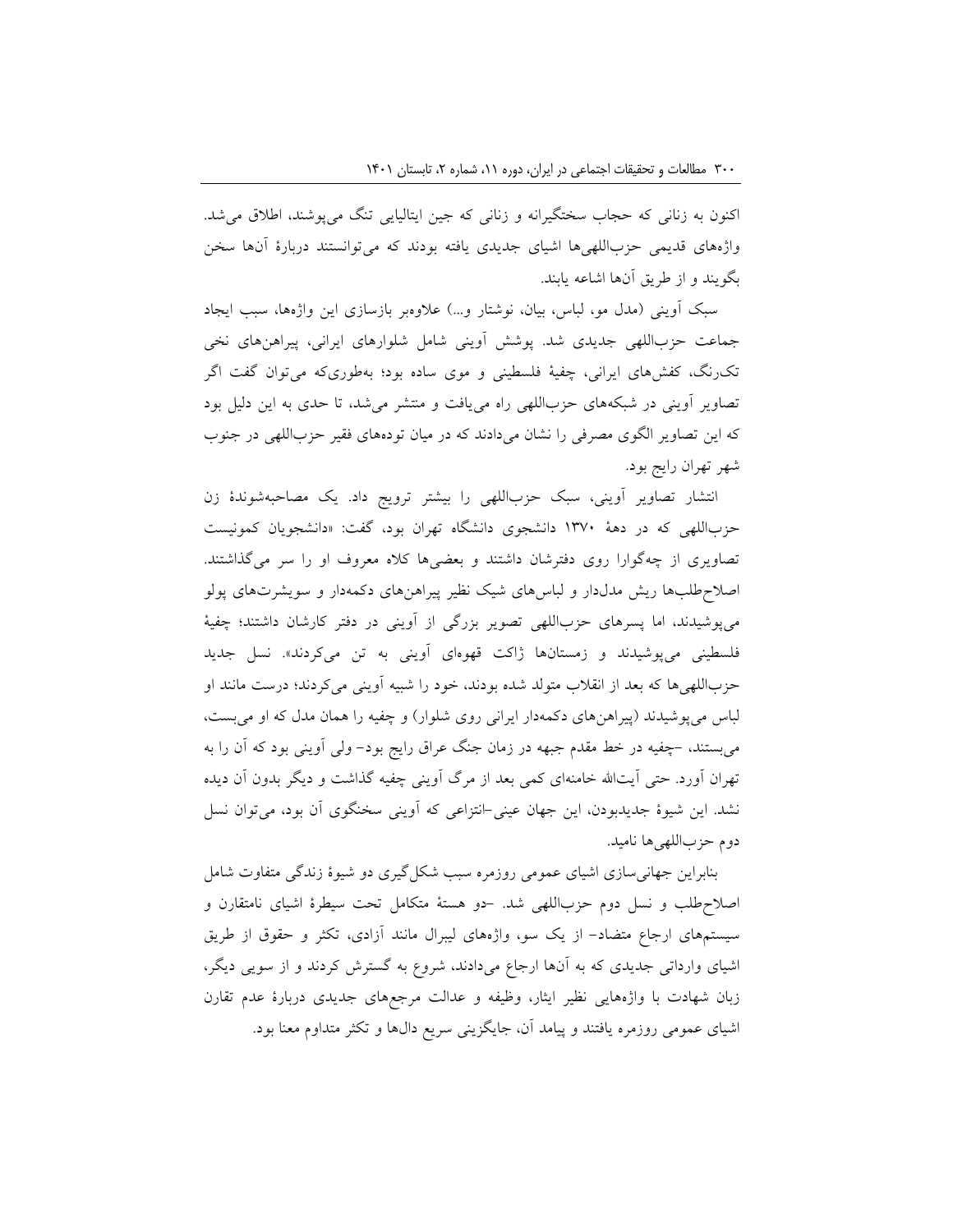اکنون به زنانی که حجاب سختگیرانه و زنانی که جین ایتالیایی تنگ می‌پوشند، اطلاق می‌شد. واژه‌های قدیمی حزب‌اللهی‌ها اشیای جدیدی یافته بودند که می‌توانستند دربارهٔ آن‌ها سخن بگویند و از طریق آن‌ها اشاعه یابند.

سبک آوینی (مدل مو، لباس، بیان، نوشتار و...) علاوه‌بر بازسازی این واژه‌ها، سبب ایجاد جماعت حزب‌اللهی جدیدی شد. پوشش آوینی شامل شلوارهای ایرانی، پیراهن‌های نخی تک‌رنگ، کفش‌های ایرانی، چفیهٔ فلسطینی و موی ساده بود؛ به‌طوری‌که می‌توان گفت اگر تصاویر آوینی در شبکه‌های حزب‌اللهی راه می‌یافت و منتشر می‌شد، تا حدی به این دلیل بود که این تصاویر الگوی مصرفی را نشان می‌دادند که در میان توده‌های فقیر حزب‌اللهی در جنوب شهر تهران رایج بود.

انتشار تصاویر آوینی، سبک حزب‌اللهی را بیشتر ترویج داد. یک مصاحبه‌شوندهٔ زن حزب‌اللهی که در دههٔ ۱۳۷۰ دانشجوی دانشگاه تهران بود، گفت: «دانشجویان کمونیست تصاویری از چه‌گوارا روی دفترشان داشتند و بعضی‌ها کلاه معروف او را سر می‌گذاشتند. اصلاح‌طلب‌ها ریش مدل‌دار و لباس‌های شیک نظیر پیراهن‌های دکمه‌دار و سویشرت‌های پولو می‌پوشیدند، اما پسرهای حزب‌اللهی تصویر بزرگی از آوینی در دفتر کارشان داشتند؛ چفیهٔ فلسطینی می‌پوشیدند و زمستان‌ها ژاکت قهوه‌ای آوینی به تن می‌کردند». نسل جدید حزب‌اللهی‌ها که بعد از انقلاب متولد شده بودند، خود را شبیه آوینی می‌کردند؛ درست مانند او لباس می‌پوشیدند (پیراهن‌های دکمه‌دار ایرانی روی شلوار) و چفیه را همان مدل که او می‌بست، می‌بستند، -چفیه در خط مقدم جبهه در زمان جنگ عراق رایج بود- ولی آوینی بود که آن را به تهران آورد. حتی آیت‌الله خامنه‌ای کمی بعد از مرگ آوینی چفیه گذاشت و دیگر بدون آن دیده نشد. این شیوهٔ جدیدبودن، این جهان عینی-انتزاعی که آوینی سخنگوی آن بود، می‌توان نسل دوم حزب‌اللهی‌ها نامید.

بنابراین جهانی‌سازی اشیای عمومی روزمره سبب شکل‌گیری دو شیوهٔ زندگی متفاوت شامل اصلاح‌طلب و نسل دوم حزب‌اللهی شد. -دو هستهٔ متکامل تحت سیطرهٔ اشیای نامتقارن و سیستم‌های ارجاع متضاد- از یک سو، واژه‌های لیبرال مانند آزادی، تکثر و حقوق از طریق اشیای وارداتی جدیدی که به آن‌ها ارجاع می‌دادند، شروع به گسترش کردند و از سویی دیگر، زبان شهادت با واژه‌هایی نظیر ایثار، وظیفه و عدالت مرجع‌های جدیدی دربارهٔ عدم تقارن اشیای عمومی روزمره یافتند و پیامد آن، جایگزینی سریع دال‌ها و تکثر متداوم معنا بود.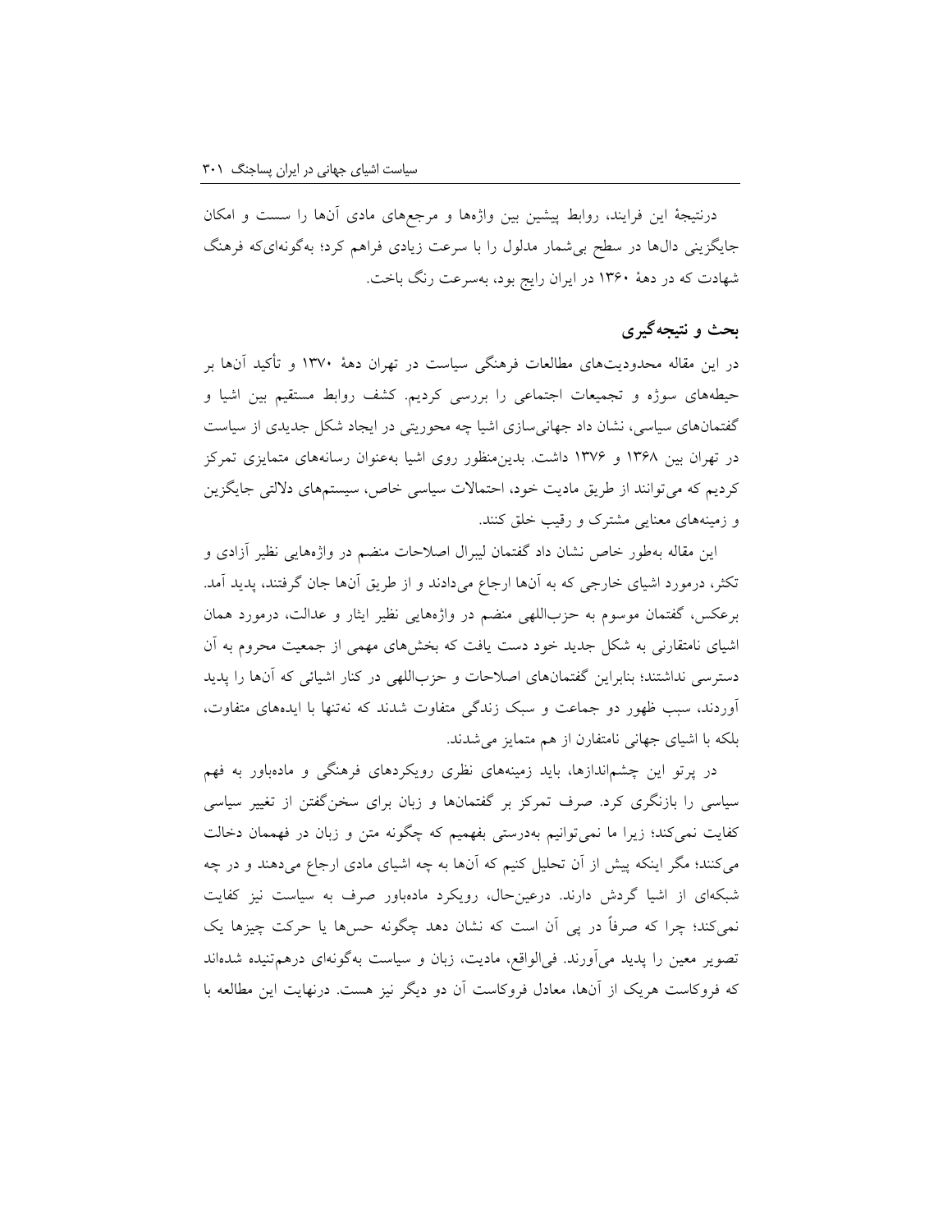درنتیجهٔ این فرایند، روابط پیشین بین واژه‌ها و مرجع‌های مادی آن‌ها را سست و امکان جایگزینی دال‌ها در سطح بی‌شمار مدلول را با سرعت زیادی فراهم کرد؛ به‌گونه‌ای‌که فرهنگ شهادت که در دههٔ ۱۳۶۰ در ایران رایج بود، به‌سرعت رنگ باخت.

## بحث و نتیجه‌گیری

در این مقاله محدودیت‌های مطالعات فرهنگی سیاست در تهران دههٔ ۱۳۷۰ و تأکید آن‌ها بر حیطه‌های سوژه و تجمیعات اجتماعی را بررسی کردیم. کشف روابط مستقیم بین اشیا و گفتمان‌های سیاسی، نشان داد جهانی‌سازی اشیا چه محوریتی در ایجاد شکل جدیدی از سیاست در تهران بین ۱۳۶۸ و ۱۳۷۶ داشت. بدین‌منظور روی اشیا به‌عنوان رسانه‌های متمایزی تمرکز کردیم که می‌توانند از طریق مادیت خود، احتمالات سیاسی خاص، سیستم‌های دلالتی جایگزین و زمینه‌های معنایی مشترک و رقیب خلق کنند.

این مقاله به‌طور خاص نشان داد گفتمان لیبرال اصلاحات منضم در واژه‌هایی نظیر آزادی و تکثر، درمورد اشیای خارجی که به آن‌ها ارجاع می‌دادند و از طریق آن‌ها جان گرفتند، پدید آمد. برعکس، گفتمان موسوم به حزب‌اللهی منضم در واژه‌هایی نظیر ایثار و عدالت، درمورد همان اشیای نامتقارنی به شکل جدید خود دست یافت که بخش‌های مهمی از جمعیت محروم به آن دسترسی نداشتند؛ بنابراین گفتمان‌های اصلاحات و حزب‌اللهی در کنار اشیائی که آن‌ها را پدید آوردند، سبب ظهور دو جماعت و سبک زندگی متفاوت شدند که نه‌تنها با ایده‌های متفاوت، بلکه با اشیای جهانی نامتقارن از هم متمایز می‌شدند.

در پرتو این چشم‌اندازها، باید زمینه‌های نظری رویکردهای فرهنگی و ماده‌باور به فهم سیاسی را بازنگری کرد. صرف تمرکز بر گفتمان‌ها و زبان برای سخن‌گفتن از تغییر سیاسی کفایت نمی‌کند؛ زیرا ما نمی‌توانیم به‌درستی بفهمیم که چگونه متن و زبان در فهممان دخالت می‌کنند؛ مگر اینکه پیش از آن تحلیل کنیم که آن‌ها به چه اشیای مادی ارجاع می‌دهند و در چه شبکه‌ای از اشیا گردش دارند. درعین‌حال، رویکرد ماده‌باور صرف به سیاست نیز کفایت نمی‌کند؛ چرا که صرفاً در پی آن است که نشان دهد چگونه حس‌ها یا حرکت چیزها یک تصویر معین را پدید می‌آورند. فی‌الواقع، مادیت، زبان و سیاست به‌گونه‌ای درهم‌تنیده شده‌اند که فروکاست هریک از آن‌ها، معادل فروکاست آن دو دیگر نیز هست. درنهایت این مطالعه با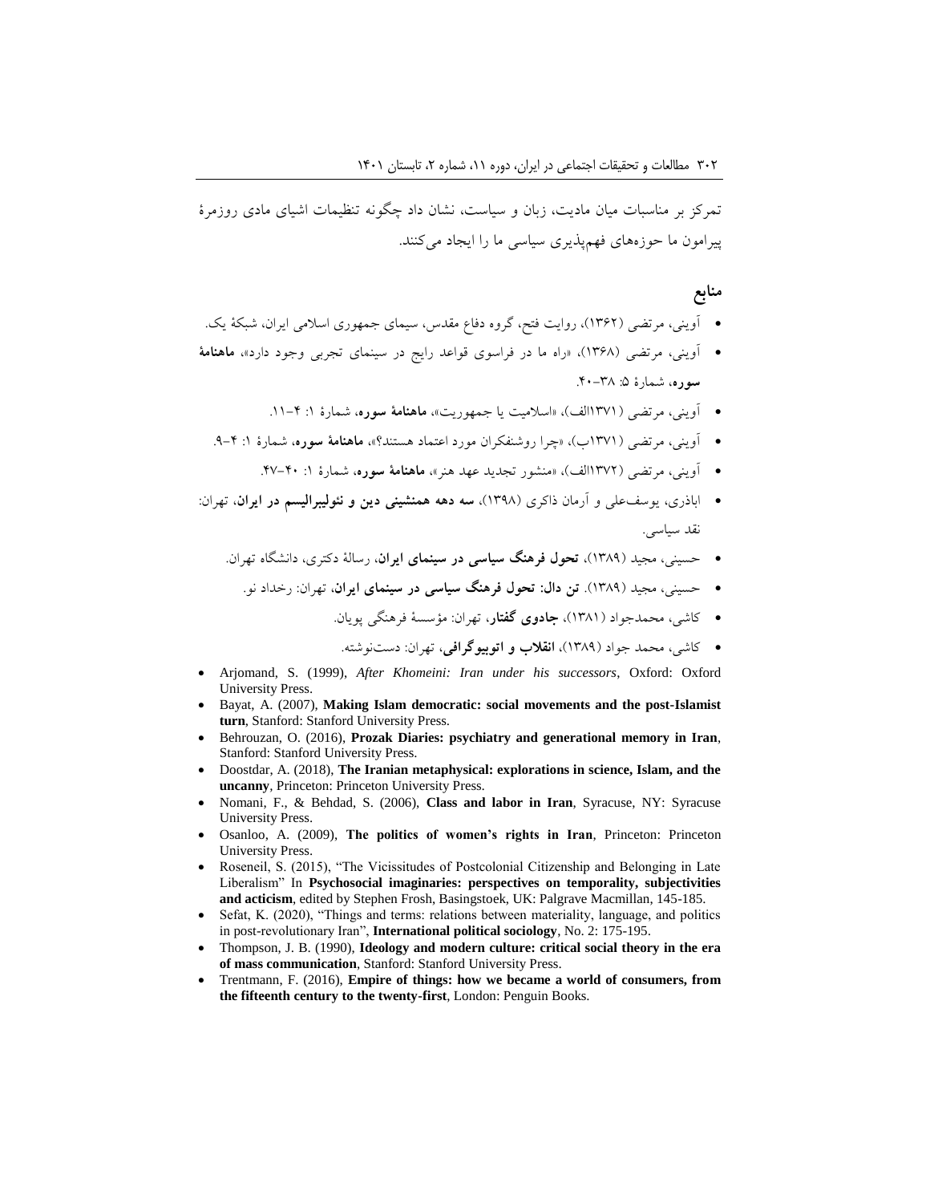تمرکز بر مناسبات میان مادیت، زبان و سیاست، نشان داد چگونه تنظیمات اشیای مادی روزمرهٔ پیرامون ما حوزه‌های فهم‌پذیری سیاسی ما را ایجاد می‌کنند.

## منابع

- آوینی، مرتضی (۱۳۶۲)، روایت فتح، گروه دفاع مقدس، سیمای جمهوری اسلامی ایران، شبکهٔ یک.
- آوینی، مرتضی (۱۳۶۸)، «راه ما در فراسوی قواعد رایج در سینمای تجربی وجود دارد»، **ماهنامهٔ سوره**، شمارهٔ ۵: ۳۸–۴۰.
- آوینی، مرتضی (۱۳۷۱الف)، «اسلامیت یا جمهوریت»، **ماهنامهٔ سوره**، شمارهٔ ۱: ۴–۱۱.
- آوینی، مرتضی (۱۳۷۱ب)، «چرا روشنفکران مورد اعتماد هستند؟»، **ماهنامهٔ سوره**، شمارهٔ ۱: ۴–۹.
- آوینی، مرتضی (۱۳۷۲الف)، «منشور تجدید عهد هنر»، **ماهنامهٔ سوره**، شمارهٔ ۱: ۴۰–۴۷.
- اباذری، یوسف‌علی و آرمان ذاکری (۱۳۹۸)، **سه دهه همنشینی دین و نئولیبرالیسم در ایران**، تهران: نقد سیاسی.
- حسینی، مجید (۱۳۸۹)، **تحول فرهنگ سیاسی در سینمای ایران**، رسالهٔ دکتری، دانشگاه تهران.
- حسینی، مجید (۱۳۸۹). **تن دال: تحول فرهنگ سیاسی در سینمای ایران**، تهران: رخداد نو.
- کاشی، محمدجواد (۱۳۸۱)، **جادوی گفتار**، تهران: مؤسسهٔ فرهنگی پویان.
- کاشی، محمد جواد (۱۳۸۹)، **انقلاب و اتوبیوگرافی**، تهران: دست‌نوشته.

- Arjomand, S. (1999), *After Khomeini: Iran under his successors*, Oxford: Oxford University Press.
- Bayat, A. (2007), **Making Islam democratic: social movements and the post-Islamist turn**, Stanford: Stanford University Press.
- Behrouzan, O. (2016), **Prozak Diaries: psychiatry and generational memory in Iran**, Stanford: Stanford University Press.
- Doostdar, A. (2018), **The Iranian metaphysical: explorations in science, Islam, and the uncanny**, Princeton: Princeton University Press.
- Nomani, F., & Behdad, S. (2006), **Class and labor in Iran**, Syracuse, NY: Syracuse University Press.
- Osanloo, A. (2009), **The politics of women's rights in Iran**, Princeton: Princeton University Press.
- Roseneil, S. (2015), "The Vicissitudes of Postcolonial Citizenship and Belonging in Late Liberalism" In **Psychosocial imaginaries: perspectives on temporality, subjectivities and acticism**, edited by Stephen Frosh, Basingstoek, UK: Palgrave Macmillan, 145-185.
- Sefat, K. (2020), "Things and terms: relations between materiality, language, and politics in post-revolutionary Iran", **International political sociology**, No. 2: 175-195.
- Thompson, J. B. (1990), **Ideology and modern culture: critical social theory in the era of mass communication**, Stanford: Stanford University Press.
- Trentmann, F. (2016), **Empire of things: how we became a world of consumers, from the fifteenth century to the twenty-first**, London: Penguin Books.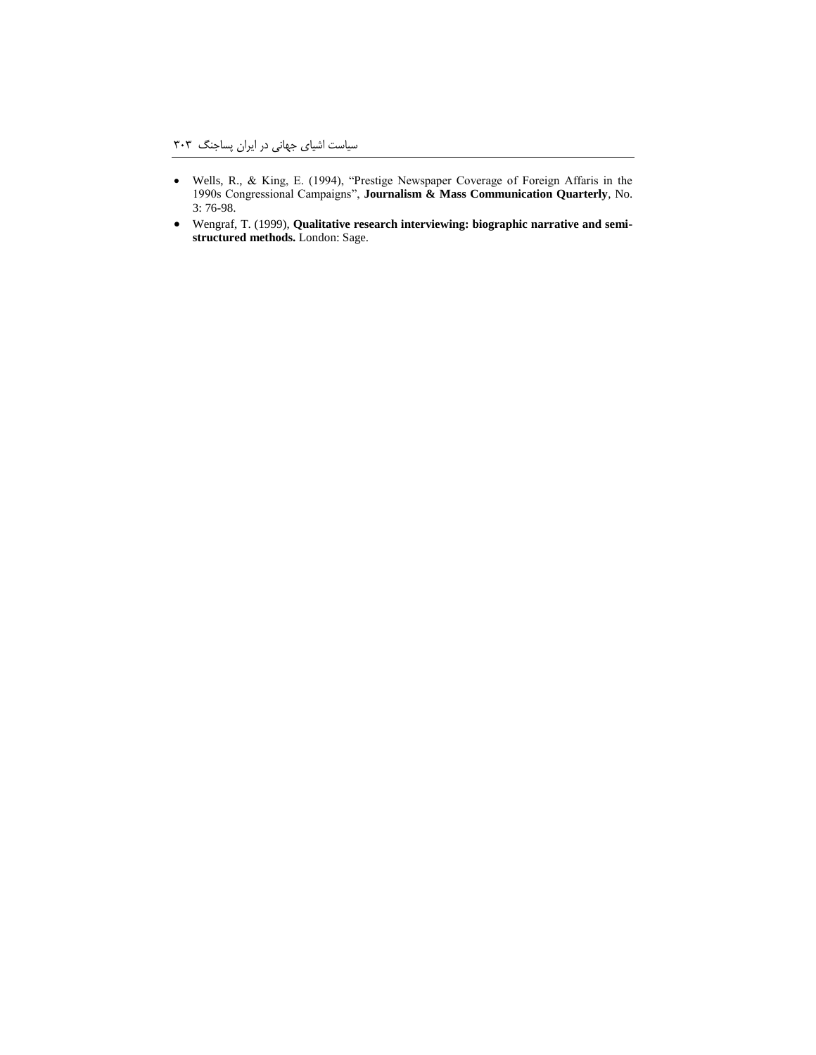- Wells, R., & King, E. (1994), “Prestige Newspaper Coverage of Foreign Affaris in the 1990s Congressional Campaigns”, **Journalism & Mass Communication Quarterly**, No. 3: 76-98.
- Wengraf, T. (1999), **Qualitative research interviewing: biographic narrative and semi-structured methods.** London: Sage.